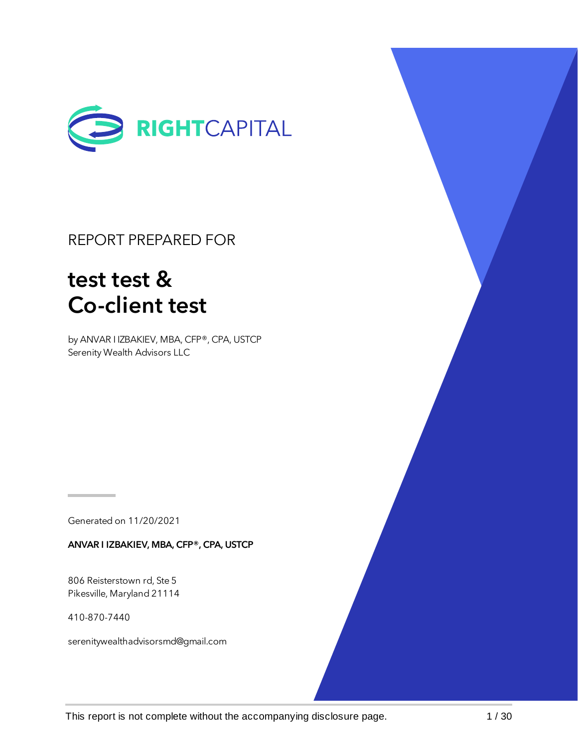RIGHTCAPITAL

REPORT PREPARED FOR

# test test & Co-client test

by ANVAR I IZBAKIEV, MBA, CFP®, CPA, USTCP
Serenity Wealth Advisors LLC

Generated on 11/20/2021

**ANVAR I IZBAKIEV, MBA, CFP®, CPA, USTCP**

806 Reisterstown rd, Ste 5
Pikesville, Maryland 21114

410-870-7440

serenitywealthadvisorsmd@gmail.com

This report is not complete without the accompanying disclosure page.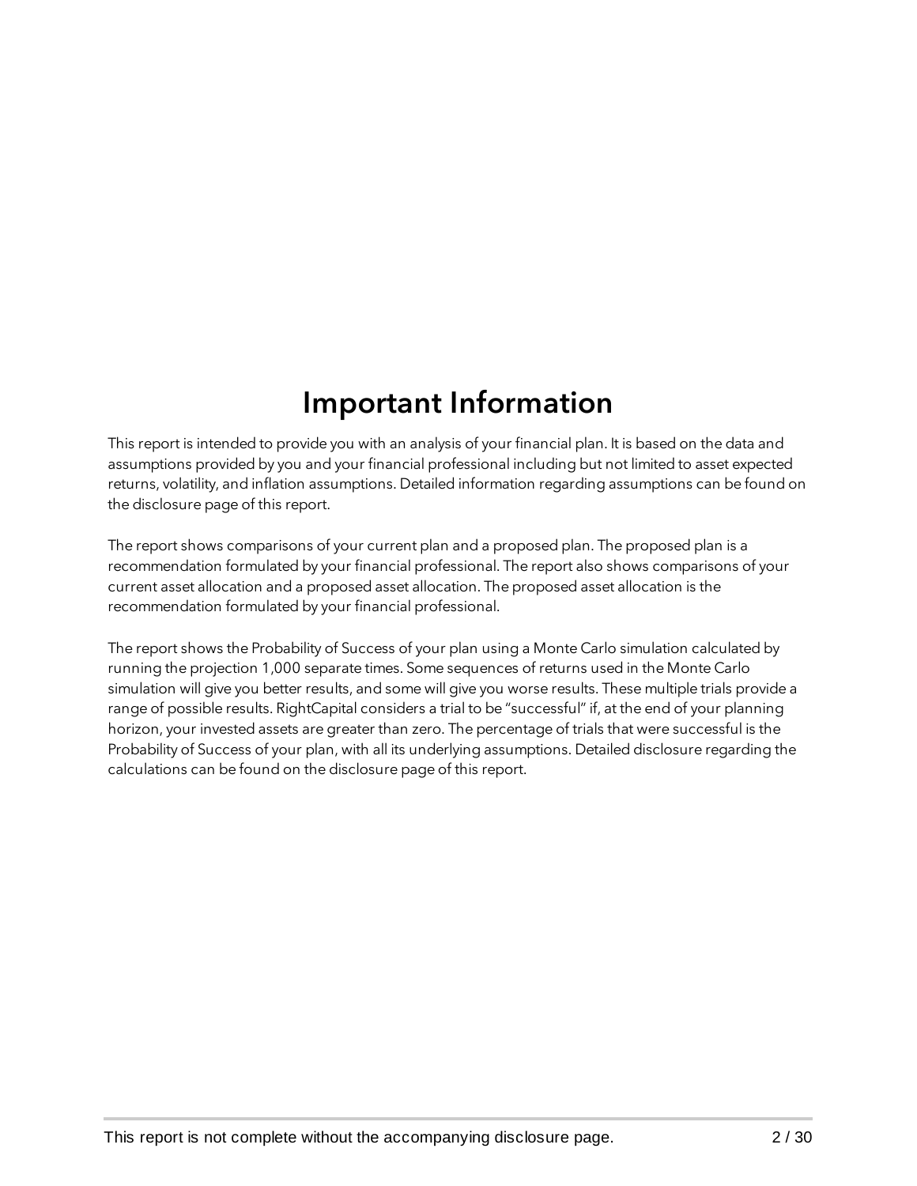# Important Information

This report is intended to provide you with an analysis of your financial plan. It is based on the data and assumptions provided by you and your financial professional including but not limited to asset expected returns, volatility, and inflation assumptions. Detailed information regarding assumptions can be found on the disclosure page of this report.

The report shows comparisons of your current plan and a proposed plan. The proposed plan is a recommendation formulated by your financial professional. The report also shows comparisons of your current asset allocation and a proposed asset allocation. The proposed asset allocation is the recommendation formulated by your financial professional.

The report shows the Probability of Success of your plan using a Monte Carlo simulation calculated by running the projection 1,000 separate times. Some sequences of returns used in the Monte Carlo simulation will give you better results, and some will give you worse results. These multiple trials provide a range of possible results. RightCapital considers a trial to be "successful" if, at the end of your planning horizon, your invested assets are greater than zero. The percentage of trials that were successful is the Probability of Success of your plan, with all its underlying assumptions. Detailed disclosure regarding the calculations can be found on the disclosure page of this report.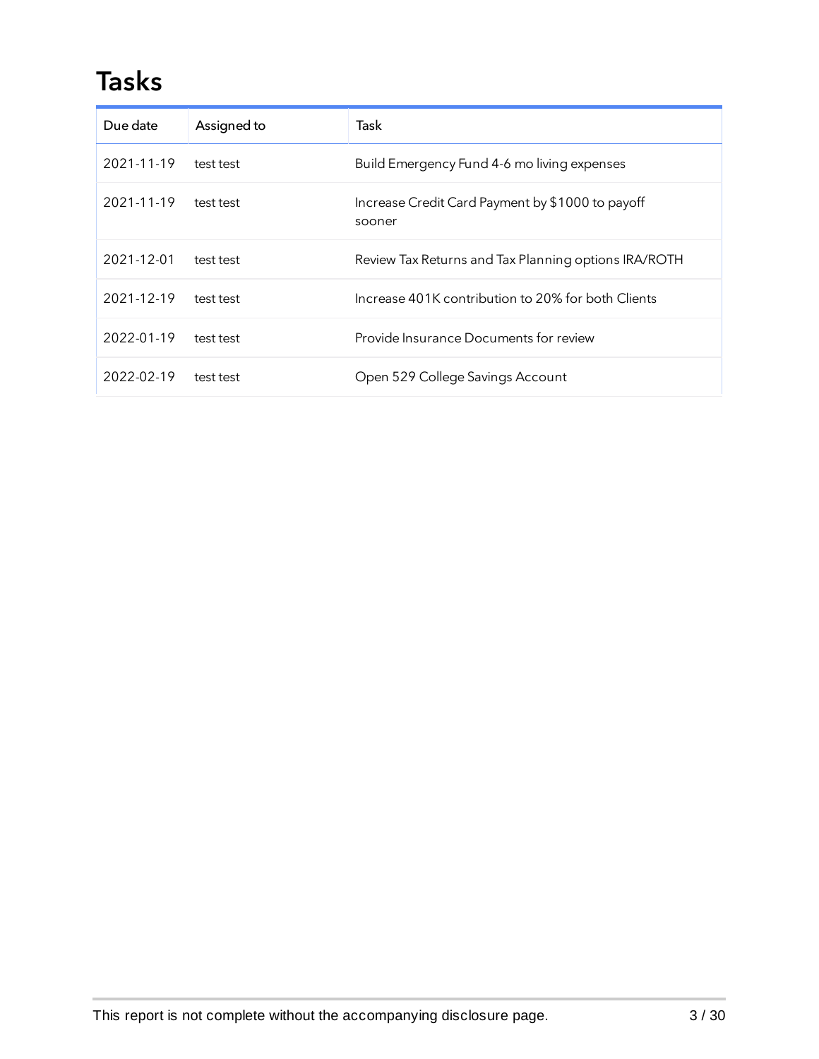# Tasks

| Due date | Assigned to | Task |
| --- | --- | --- |
| 2021-11-19 | test test | Build Emergency Fund 4-6 mo living expenses |
| 2021-11-19 | test test | Increase Credit Card Payment by $1000 to payoff sooner |
| 2021-12-01 | test test | Review Tax Returns and Tax Planning options IRA/ROTH |
| 2021-12-19 | test test | Increase 401K contribution to 20% for both Clients |
| 2022-01-19 | test test | Provide Insurance Documents for review |
| 2022-02-19 | test test | Open 529 College Savings Account |

This report is not complete without the accompanying disclosure page.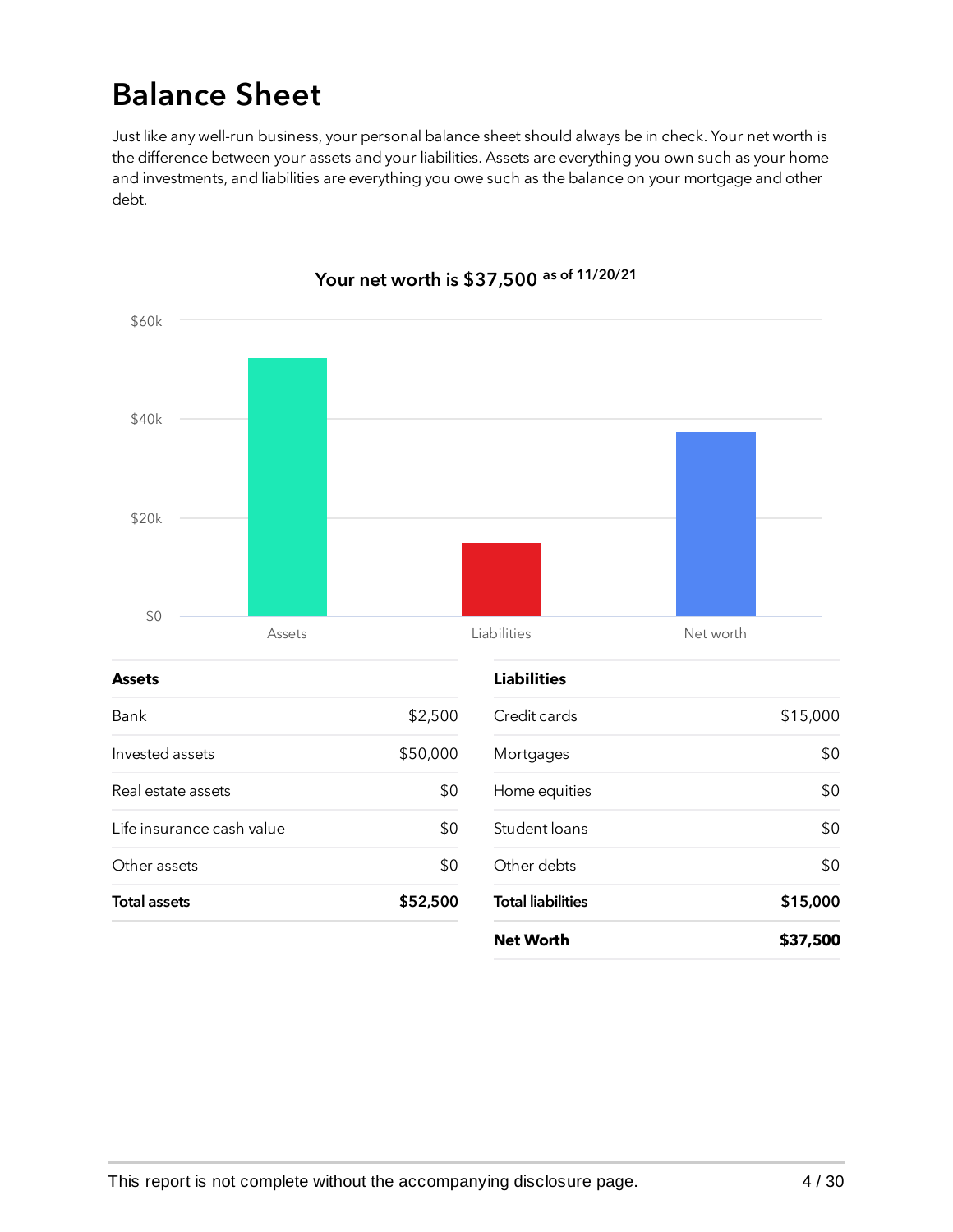# Balance Sheet

Just like any well-run business, your personal balance sheet should always be in check. Your net worth is the difference between your assets and your liabilities. Assets are everything you own such as your home and investments, and liabilities are everything you owe such as the balance on your mortgage and other debt.

**Your net worth is $37,500** as of 11/20/21

| Assets | |
| --- | --- |
| Bank | $2,500 |
| Invested assets | $50,000 |
| Real estate assets | $0 |
| Life insurance cash value | $0 |
| Other assets | $0 |
| **Total assets** | **$52,500** |

| Liabilities | |
| --- | --- |
| Credit cards | $15,000 |
| Mortgages | $0 |
| Home equities | $0 |
| Student loans | $0 |
| Other debts | $0 |
| **Total liabilities** | **$15,000** |
| **Net Worth** | **$37,500** |

This report is not complete without the accompanying disclosure page.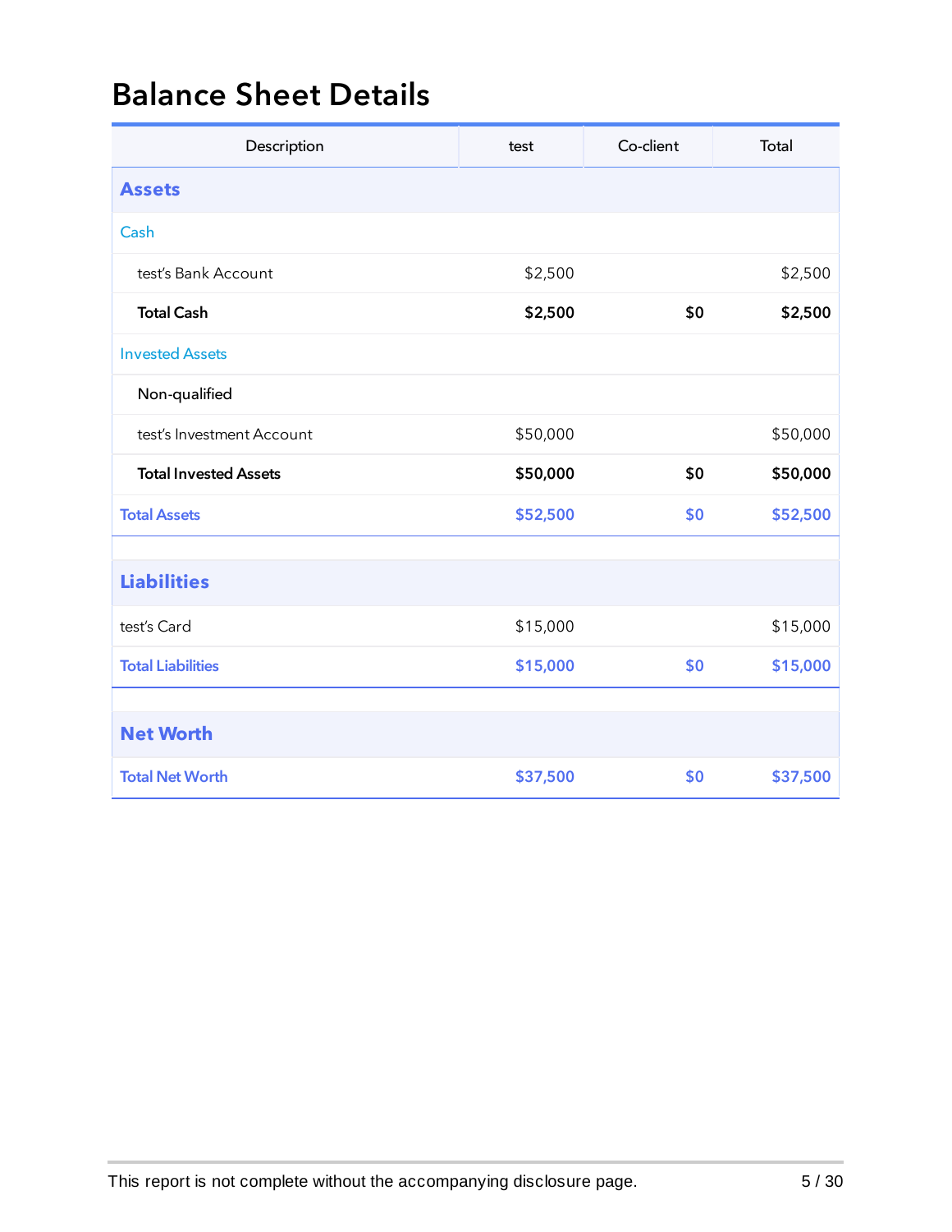# Balance Sheet Details

| Description | test | Co-client | Total |
|---|---|---|---|
| **Assets** | | | |
| Cash | | | |
| test's Bank Account | $2,500 | | $2,500 |
| **Total Cash** | **$2,500** | **$0** | **$2,500** |
| Invested Assets | | | |
| Non-qualified | | | |
| test's Investment Account | $50,000 | | $50,000 |
| **Total Invested Assets** | **$50,000** | **$0** | **$50,000** |
| Total Assets | $52,500 | $0 | $52,500 |
| **Liabilities** | | | |
| test's Card | $15,000 | | $15,000 |
| Total Liabilities | $15,000 | $0 | $15,000 |
| **Net Worth** | | | |
| Total Net Worth | $37,500 | $0 | $37,500 |

This report is not complete without the accompanying disclosure page.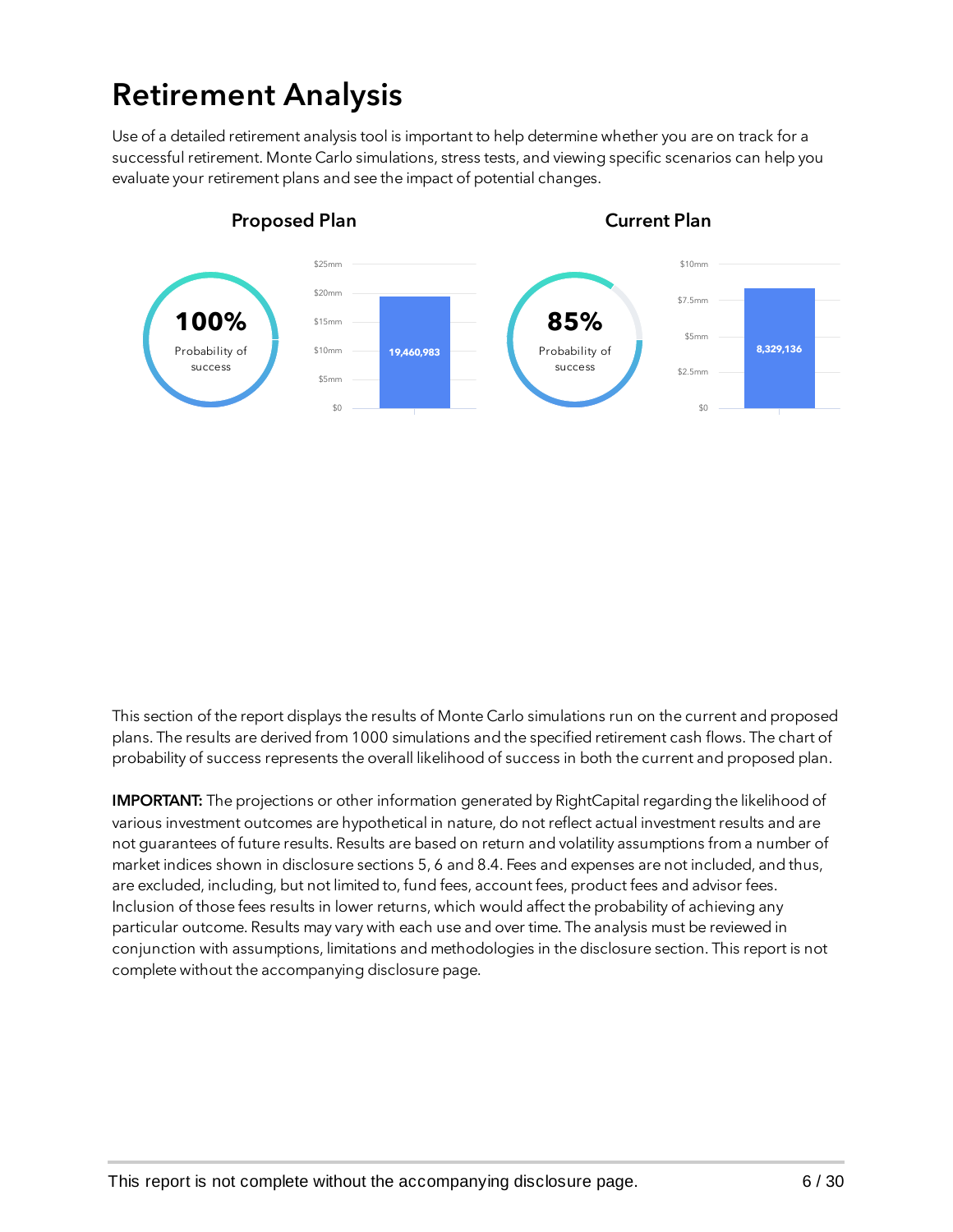# Retirement Analysis

Use of a detailed retirement analysis tool is important to help determine whether you are on track for a successful retirement. Monte Carlo simulations, stress tests, and viewing specific scenarios can help you evaluate your retirement plans and see the impact of potential changes.

**Proposed Plan**

100%

Probability of success

19,460,983

**Current Plan**

85%

Probability of success

8,329,136

This section of the report displays the results of Monte Carlo simulations run on the current and proposed plans. The results are derived from 1000 simulations and the specified retirement cash flows. The chart of probability of success represents the overall likelihood of success in both the current and proposed plan.

**IMPORTANT:** The projections or other information generated by RightCapital regarding the likelihood of various investment outcomes are hypothetical in nature, do not reflect actual investment results and are not guarantees of future results. Results are based on return and volatility assumptions from a number of market indices shown in disclosure sections 5, 6 and 8.4. Fees and expenses are not included, and thus, are excluded, including, but not limited to, fund fees, account fees, product fees and advisor fees. Inclusion of those fees results in lower returns, which would affect the probability of achieving any particular outcome. Results may vary with each use and over time. The analysis must be reviewed in conjunction with assumptions, limitations and methodologies in the disclosure section. This report is not complete without the accompanying disclosure page.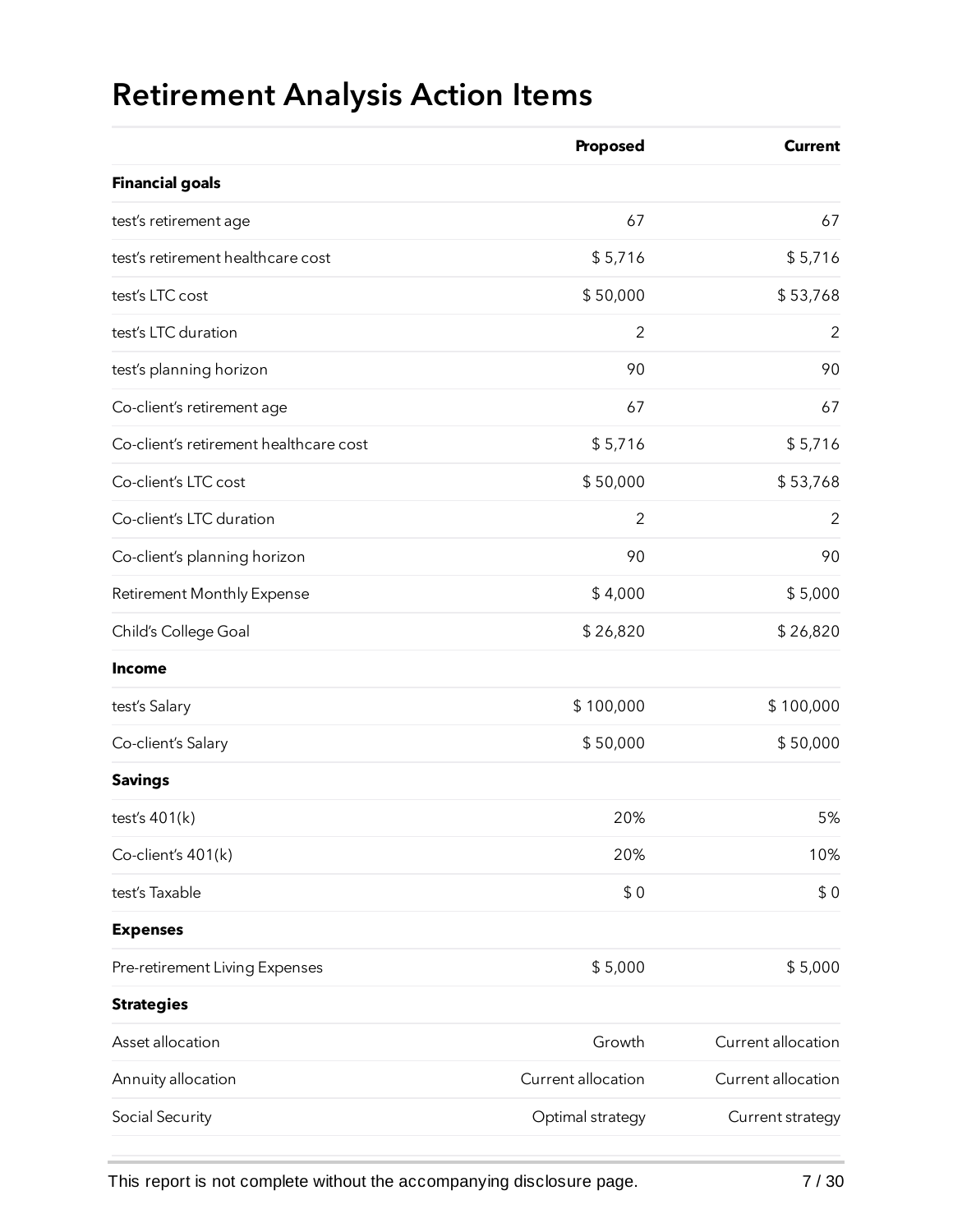# Retirement Analysis Action Items

| | Proposed | Current |
|---|---|---|
| **Financial goals** | | |
| test's retirement age | 67 | 67 |
| test's retirement healthcare cost | $ 5,716 | $ 5,716 |
| test's LTC cost | $ 50,000 | $ 53,768 |
| test's LTC duration | 2 | 2 |
| test's planning horizon | 90 | 90 |
| Co-client's retirement age | 67 | 67 |
| Co-client's retirement healthcare cost | $ 5,716 | $ 5,716 |
| Co-client's LTC cost | $ 50,000 | $ 53,768 |
| Co-client's LTC duration | 2 | 2 |
| Co-client's planning horizon | 90 | 90 |
| Retirement Monthly Expense | $ 4,000 | $ 5,000 |
| Child's College Goal | $ 26,820 | $ 26,820 |
| **Income** | | |
| test's Salary | $ 100,000 | $ 100,000 |
| Co-client's Salary | $ 50,000 | $ 50,000 |
| **Savings** | | |
| test's 401(k) | 20% | 5% |
| Co-client's 401(k) | 20% | 10% |
| test's Taxable | $ 0 | $ 0 |
| **Expenses** | | |
| Pre-retirement Living Expenses | $ 5,000 | $ 5,000 |
| **Strategies** | | |
| Asset allocation | Growth | Current allocation |
| Annuity allocation | Current allocation | Current allocation |
| Social Security | Optimal strategy | Current strategy |

This report is not complete without the accompanying disclosure page.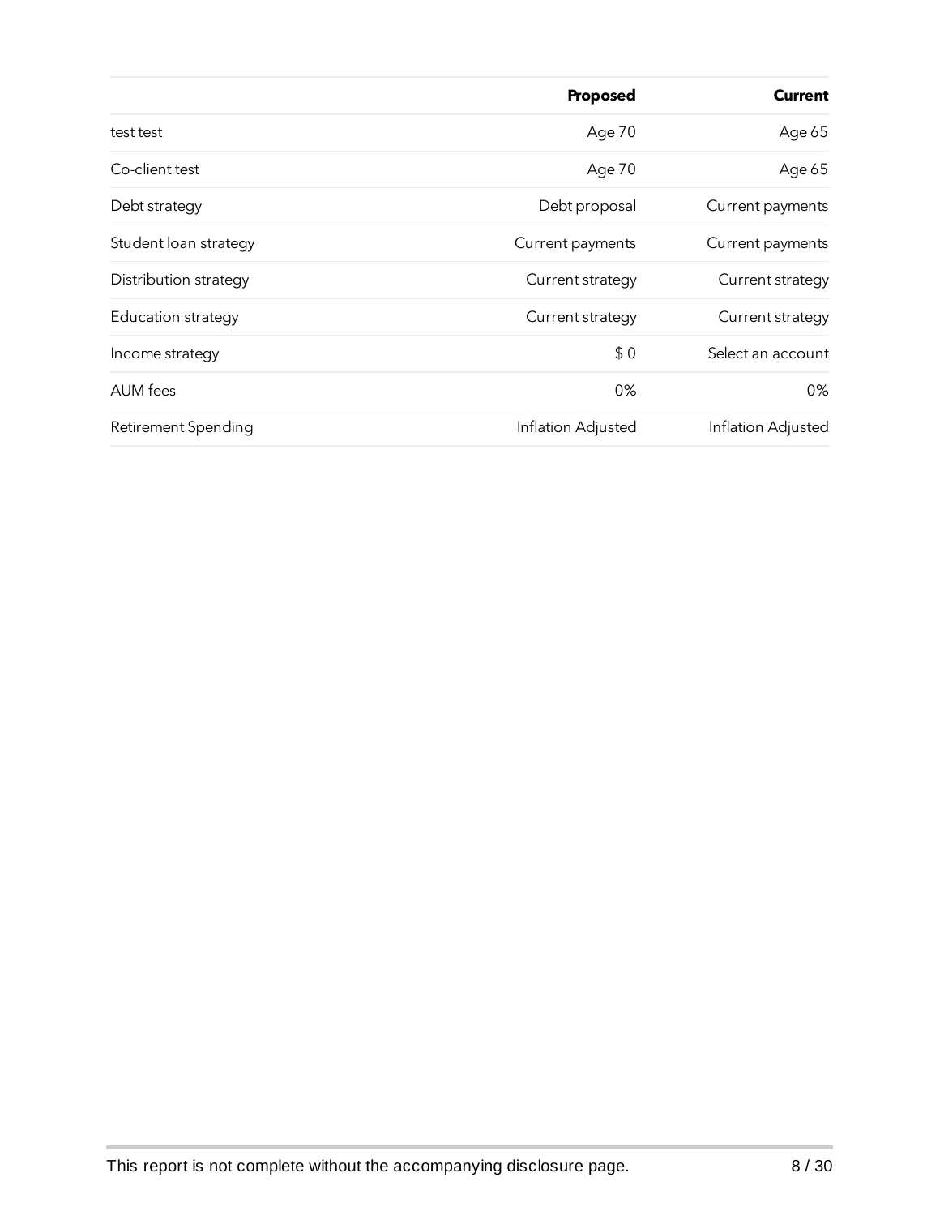| | Proposed | Current |
|---|---|---|
| test test | Age 70 | Age 65 |
| Co-client test | Age 70 | Age 65 |
| Debt strategy | Debt proposal | Current payments |
| Student loan strategy | Current payments | Current payments |
| Distribution strategy | Current strategy | Current strategy |
| Education strategy | Current strategy | Current strategy |
| Income strategy | $ 0 | Select an account |
| AUM fees | 0% | 0% |
| Retirement Spending | Inflation Adjusted | Inflation Adjusted |

This report is not complete without the accompanying disclosure page.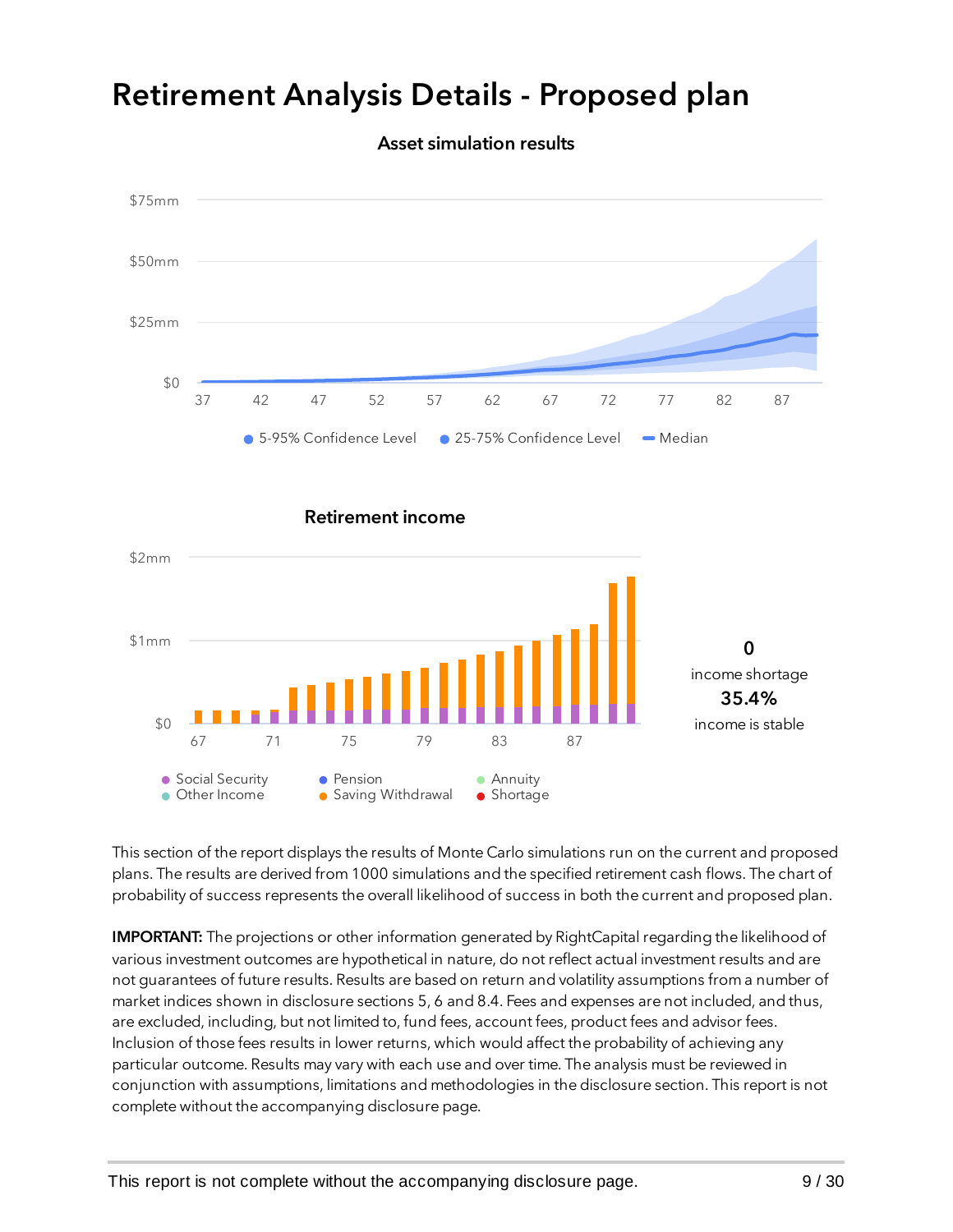# Retirement Analysis Details - Proposed plan

### Asset simulation results

$75mm
$50mm
$25mm
$0

37 42 47 52 57 62 67 72 77 82 87

5-95% Confidence Level · 25-75% Confidence Level · Median

### Retirement income

$2mm
$1mm
$0

67 71 75 79 83 87

Social Security · Pension · Annuity · Other Income · Saving Withdrawal · Shortage

**0**
income shortage

**35.4%**
income is stable

This section of the report displays the results of Monte Carlo simulations run on the current and proposed plans. The results are derived from 1000 simulations and the specified retirement cash flows. The chart of probability of success represents the overall likelihood of success in both the current and proposed plan.

**IMPORTANT:** The projections or other information generated by RightCapital regarding the likelihood of various investment outcomes are hypothetical in nature, do not reflect actual investment results and are not guarantees of future results. Results are based on return and volatility assumptions from a number of market indices shown in disclosure sections 5, 6 and 8.4. Fees and expenses are not included, and thus, are excluded, including, but not limited to, fund fees, account fees, product fees and advisor fees. Inclusion of those fees results in lower returns, which would affect the probability of achieving any particular outcome. Results may vary with each use and over time. The analysis must be reviewed in conjunction with assumptions, limitations and methodologies in the disclosure section. This report is not complete without the accompanying disclosure page.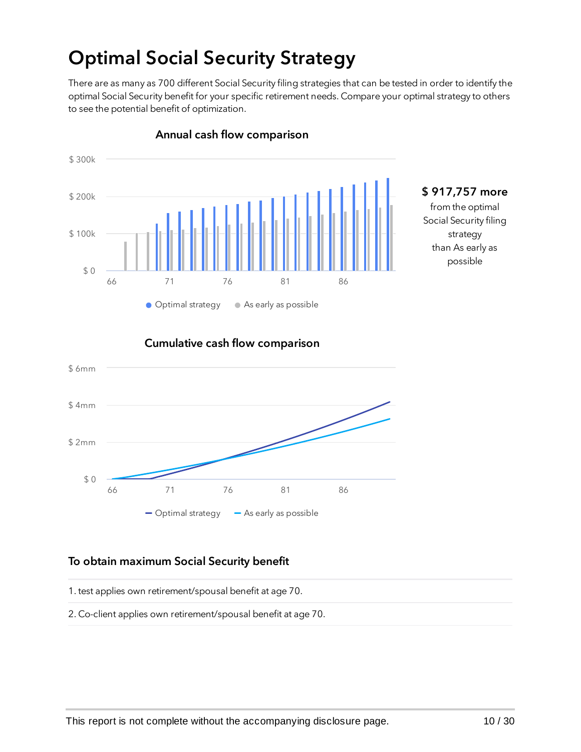# Optimal Social Security Strategy

There are as many as 700 different Social Security filing strategies that can be tested in order to identify the optimal Social Security benefit for your specific retirement needs. Compare your optimal strategy to others to see the potential benefit of optimization.

**Annual cash flow comparison**

**$ 917,757 more** from the optimal Social Security filing strategy than As early as possible

**Cumulative cash flow comparison**

### To obtain maximum Social Security benefit

1. test applies own retirement/spousal benefit at age 70.
2. Co-client applies own retirement/spousal benefit at age 70.

This report is not complete without the accompanying disclosure page.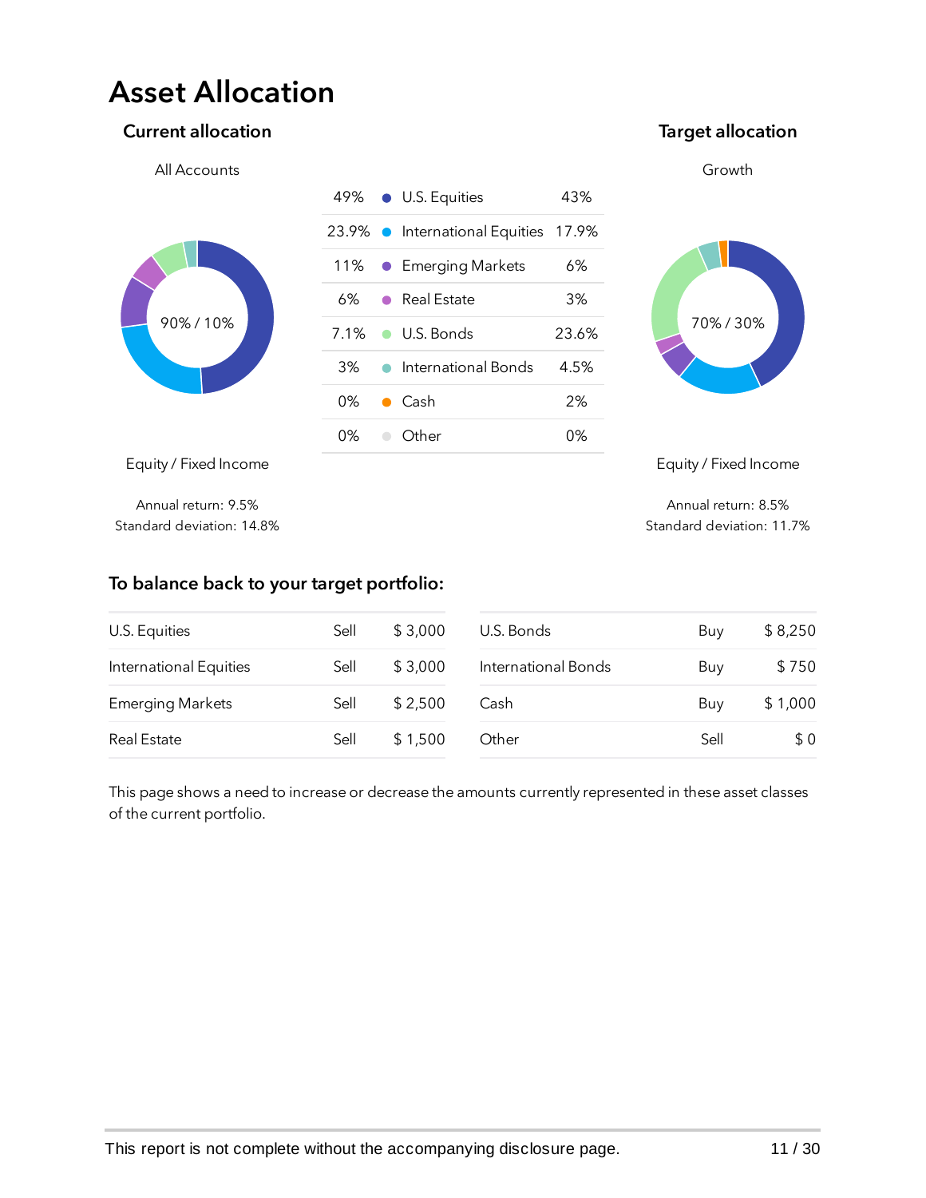# Asset Allocation

### Current allocation

All Accounts

90% / 10%

Equity / Fixed Income

Annual return: 9.5%
Standard deviation: 14.8%

### Target allocation

Growth

70% / 30%

Equity / Fixed Income

Annual return: 8.5%
Standard deviation: 11.7%

| Current | Asset Class | Target |
|---|---|---|
| 49% | U.S. Equities | 43% |
| 23.9% | International Equities | 17.9% |
| 11% | Emerging Markets | 6% |
| 6% | Real Estate | 3% |
| 7.1% | U.S. Bonds | 23.6% |
| 3% | International Bonds | 4.5% |
| 0% | Cash | 2% |
| 0% | Other | 0% |

### To balance back to your target portfolio:

| Asset Class | Action | Amount |
|---|---|---|
| U.S. Equities | Sell | $ 3,000 |
| International Equities | Sell | $ 3,000 |
| Emerging Markets | Sell | $ 2,500 |
| Real Estate | Sell | $ 1,500 |
| U.S. Bonds | Buy | $ 8,250 |
| International Bonds | Buy | $ 750 |
| Cash | Buy | $ 1,000 |
| Other | Sell | $ 0 |

This page shows a need to increase or decrease the amounts currently represented in these asset classes of the current portfolio.

This report is not complete without the accompanying disclosure page.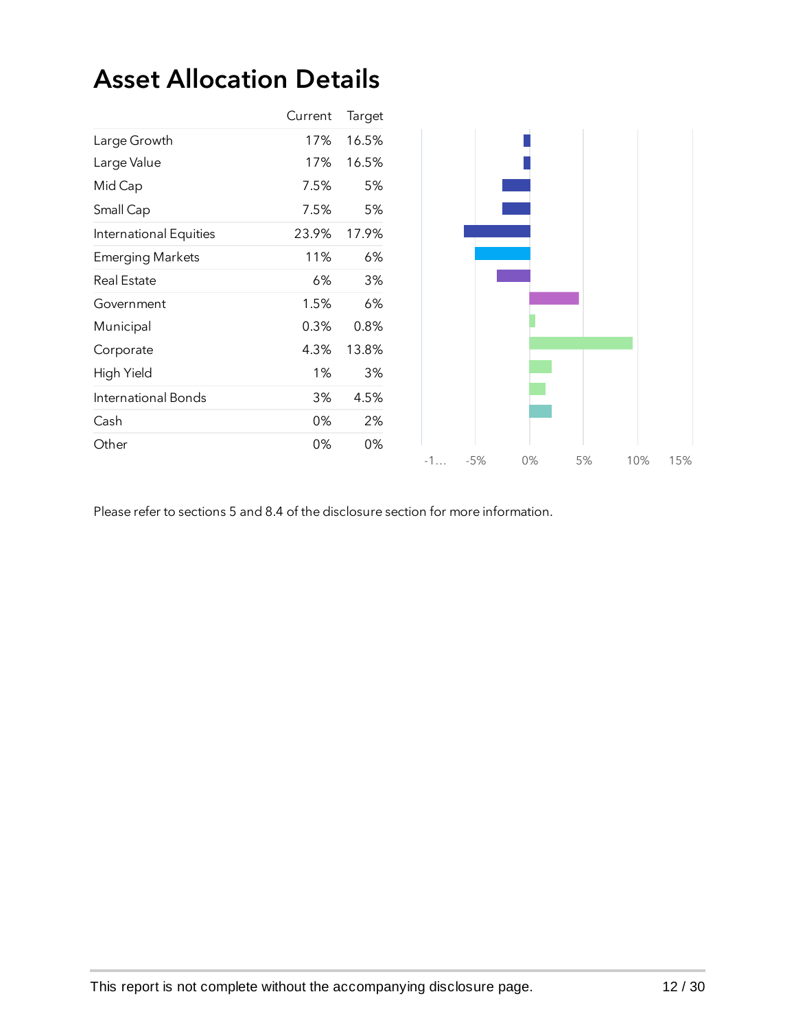# Asset Allocation Details

| | Current | Target |
|---|---|---|
| Large Growth | 17% | 16.5% |
| Large Value | 17% | 16.5% |
| Mid Cap | 7.5% | 5% |
| Small Cap | 7.5% | 5% |
| International Equities | 23.9% | 17.9% |
| Emerging Markets | 11% | 6% |
| Real Estate | 6% | 3% |
| Government | 1.5% | 6% |
| Municipal | 0.3% | 0.8% |
| Corporate | 4.3% | 13.8% |
| High Yield | 1% | 3% |
| International Bonds | 3% | 4.5% |
| Cash | 0% | 2% |
| Other | 0% | 0% |

Please refer to sections 5 and 8.4 of the disclosure section for more information.

This report is not complete without the accompanying disclosure page.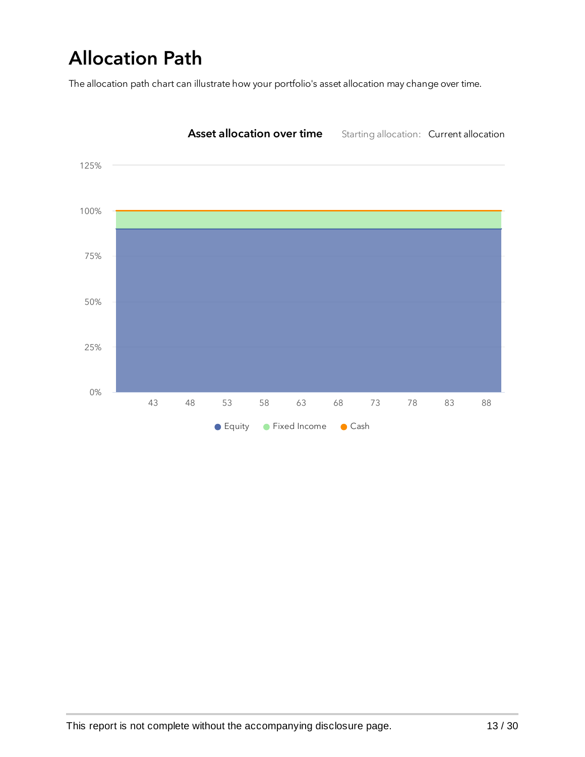# Allocation Path

The allocation path chart can illustrate how your portfolio's asset allocation may change over time.

**Asset allocation over time** Starting allocation: Current allocation

125%
100%
75%
50%
25%
0%

43 48 53 58 63 68 73 78 83 88

● Equity ● Fixed Income ● Cash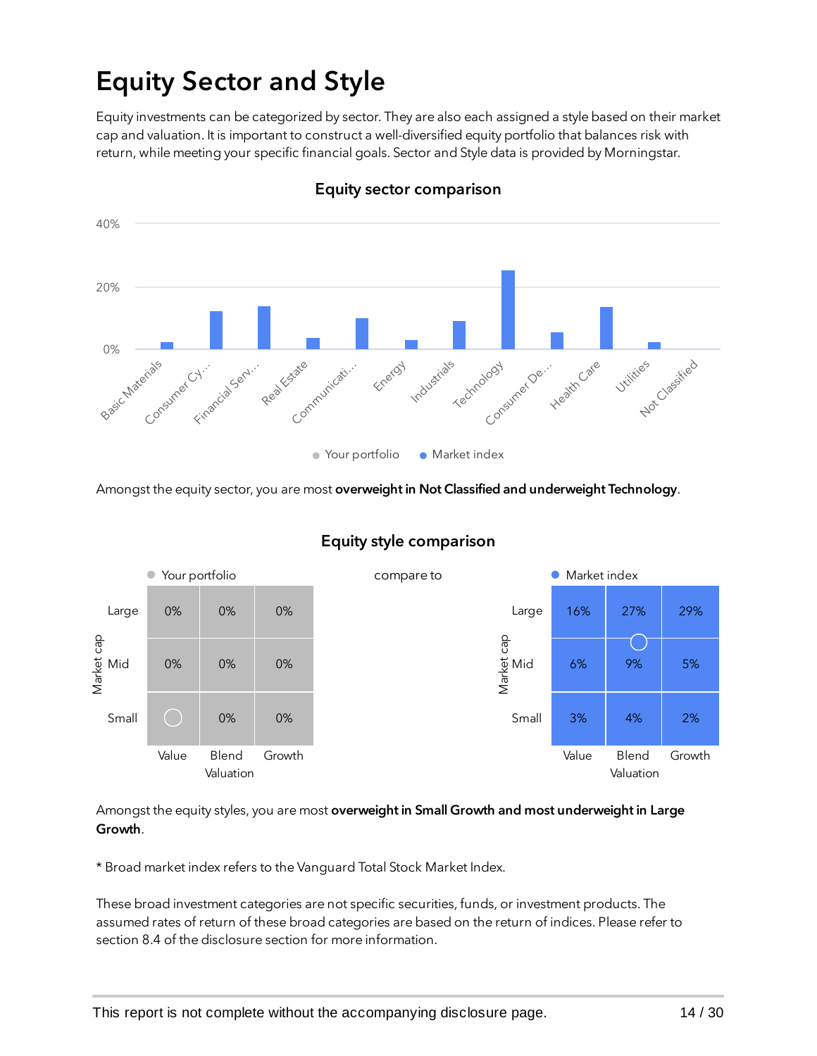# Equity Sector and Style

Equity investments can be categorized by sector. They are also each assigned a style based on their market cap and valuation. It is important to construct a well-diversified equity portfolio that balances risk with return, while meeting your specific financial goals. Sector and Style data is provided by Morningstar.

**Equity sector comparison**

40%

20%

0%

Basic Materials, Consumer Cy..., Financial Serv..., Real Estate, Communicati..., Energy, Industrials, Technology, Consumer De..., Health Care, Utilities, Not Classified

Your portfolio  Market index

Amongst the equity sector, you are most **overweight in Not Classified and underweight Technology**.

**Equity style comparison**

Your portfolio

| Market cap | Value | Blend | Growth |
|---|---|---|---|
| Large | 0% | 0% | 0% |
| Mid | 0% | 0% | 0% |
| Small | | 0% | 0% |

Valuation

compare to

Market index

| Market cap | Value | Blend | Growth |
|---|---|---|---|
| Large | 16% | 27% | 29% |
| Mid | 6% | 9% | 5% |
| Small | 3% | 4% | 2% |

Valuation

Amongst the equity styles, you are most **overweight in Small Growth and most underweight in Large Growth**.

* Broad market index refers to the Vanguard Total Stock Market Index.

These broad investment categories are not specific securities, funds, or investment products. The assumed rates of return of these broad categories are based on the return of indices. Please refer to section 8.4 of the disclosure section for more information.

This report is not complete without the accompanying disclosure page.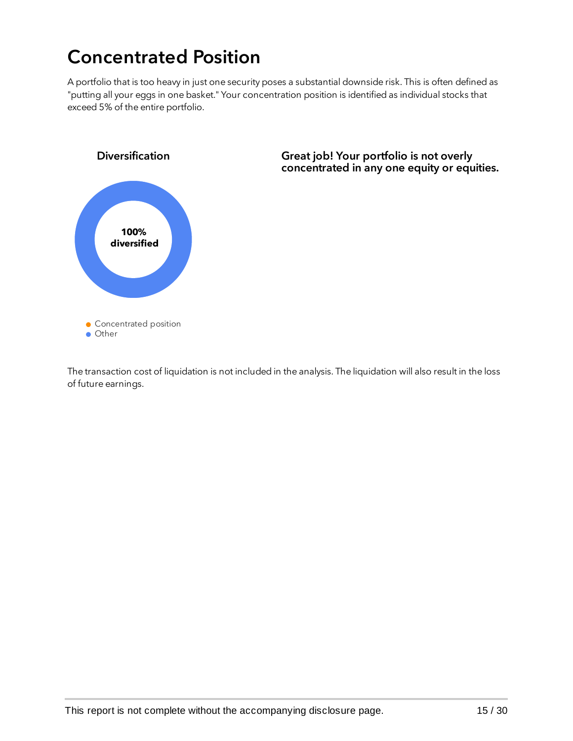# Concentrated Position

A portfolio that is too heavy in just one security poses a substantial downside risk. This is often defined as "putting all your eggs in one basket." Your concentration position is identified as individual stocks that exceed 5% of the entire portfolio.

**Diversification**

**100% diversified**

- Concentrated position
- Other

**Great job! Your portfolio is not overly concentrated in any one equity or equities.**

The transaction cost of liquidation is not included in the analysis. The liquidation will also result in the loss of future earnings.

This report is not complete without the accompanying disclosure page.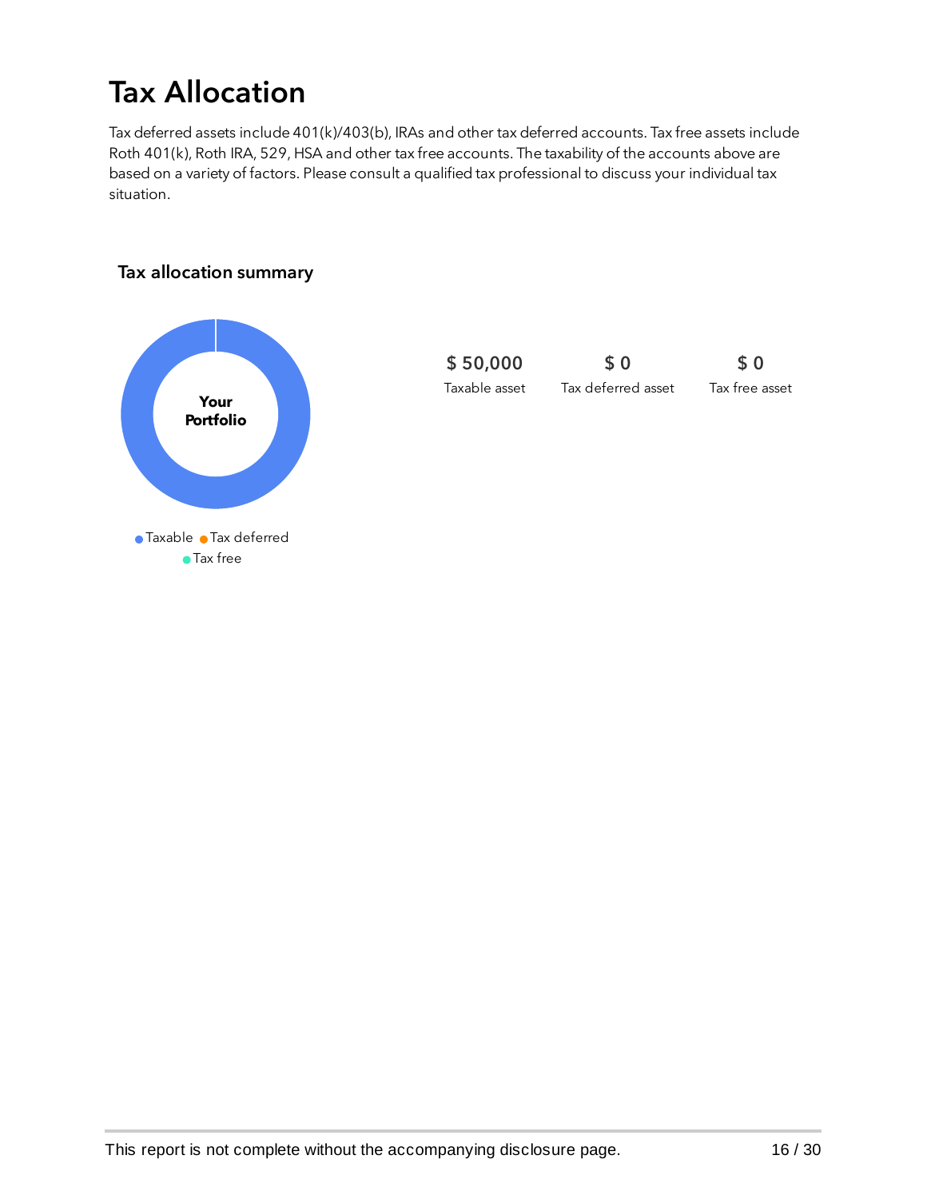# Tax Allocation

Tax deferred assets include 401(k)/403(b), IRAs and other tax deferred accounts. Tax free assets include Roth 401(k), Roth IRA, 529, HSA and other tax free accounts. The taxability of the accounts above are based on a variety of factors. Please consult a qualified tax professional to discuss your individual tax situation.

### Tax allocation summary

Your Portfolio

Taxable Tax deferred Tax free

| $ 50,000 | $ 0 | $ 0 |
|---|---|---|
| Taxable asset | Tax deferred asset | Tax free asset |

This report is not complete without the accompanying disclosure page.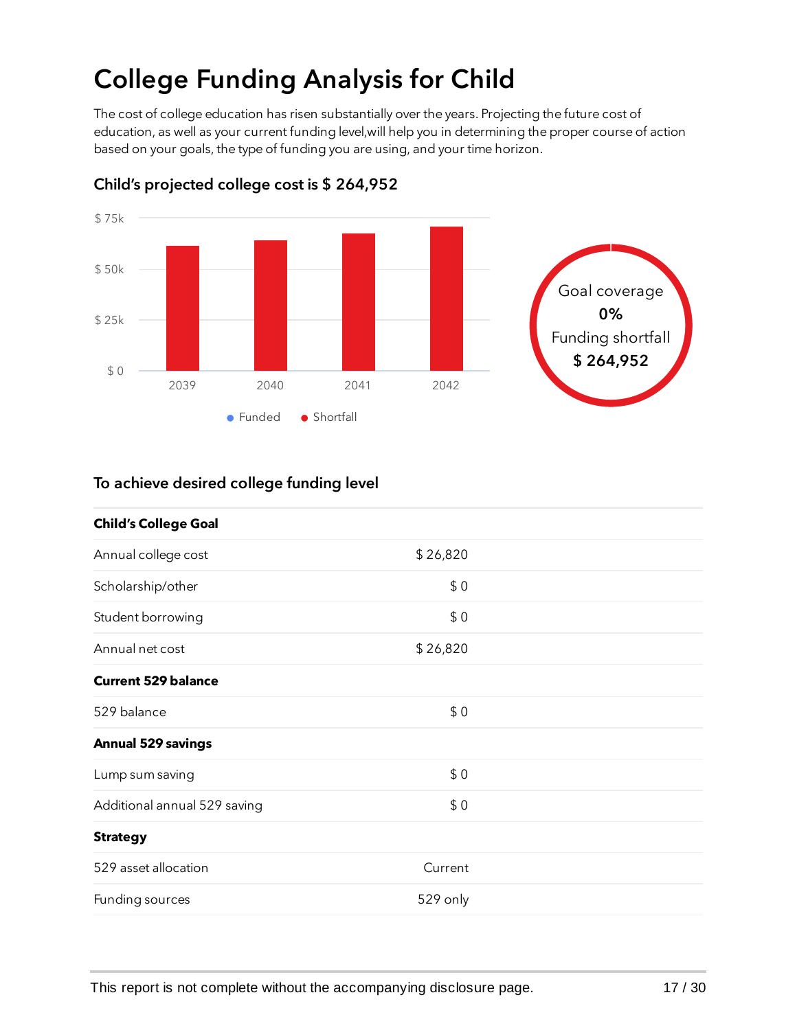# College Funding Analysis for Child

The cost of college education has risen substantially over the years. Projecting the future cost of education, as well as your current funding level,will help you in determining the proper course of action based on your goals, the type of funding you are using, and your time horizon.

### Child's projected college cost is $ 264,952

$ 75k
$ 50k
$ 25k
$ 0

2039 2040 2041 2042

Funded Shortfall

Goal coverage
**0%**
Funding shortfall
**$ 264,952**

### To achieve desired college funding level

| **Child's College Goal** | |
|---|---|
| Annual college cost | $ 26,820 |
| Scholarship/other | $ 0 |
| Student borrowing | $ 0 |
| Annual net cost | $ 26,820 |
| **Current 529 balance** | |
| 529 balance | $ 0 |
| **Annual 529 savings** | |
| Lump sum saving | $ 0 |
| Additional annual 529 saving | $ 0 |
| **Strategy** | |
| 529 asset allocation | Current |
| Funding sources | 529 only |

This report is not complete without the accompanying disclosure page.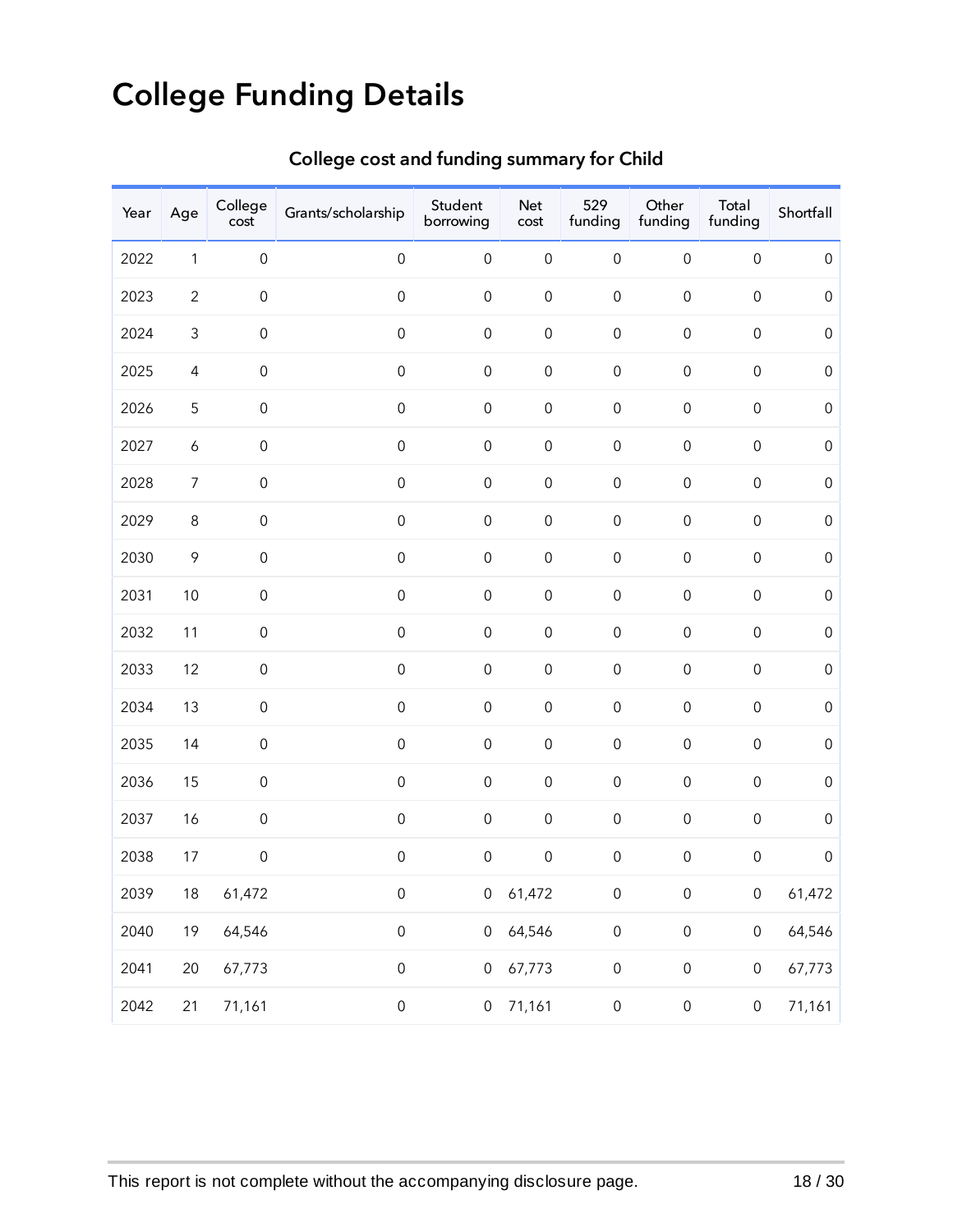# College Funding Details

### College cost and funding summary for Child

| Year | Age | College cost | Grants/scholarship | Student borrowing | Net cost | 529 funding | Other funding | Total funding | Shortfall |
|---|---|---|---|---|---|---|---|---|---|
| 2022 | 1 | 0 | 0 | 0 | 0 | 0 | 0 | 0 | 0 |
| 2023 | 2 | 0 | 0 | 0 | 0 | 0 | 0 | 0 | 0 |
| 2024 | 3 | 0 | 0 | 0 | 0 | 0 | 0 | 0 | 0 |
| 2025 | 4 | 0 | 0 | 0 | 0 | 0 | 0 | 0 | 0 |
| 2026 | 5 | 0 | 0 | 0 | 0 | 0 | 0 | 0 | 0 |
| 2027 | 6 | 0 | 0 | 0 | 0 | 0 | 0 | 0 | 0 |
| 2028 | 7 | 0 | 0 | 0 | 0 | 0 | 0 | 0 | 0 |
| 2029 | 8 | 0 | 0 | 0 | 0 | 0 | 0 | 0 | 0 |
| 2030 | 9 | 0 | 0 | 0 | 0 | 0 | 0 | 0 | 0 |
| 2031 | 10 | 0 | 0 | 0 | 0 | 0 | 0 | 0 | 0 |
| 2032 | 11 | 0 | 0 | 0 | 0 | 0 | 0 | 0 | 0 |
| 2033 | 12 | 0 | 0 | 0 | 0 | 0 | 0 | 0 | 0 |
| 2034 | 13 | 0 | 0 | 0 | 0 | 0 | 0 | 0 | 0 |
| 2035 | 14 | 0 | 0 | 0 | 0 | 0 | 0 | 0 | 0 |
| 2036 | 15 | 0 | 0 | 0 | 0 | 0 | 0 | 0 | 0 |
| 2037 | 16 | 0 | 0 | 0 | 0 | 0 | 0 | 0 | 0 |
| 2038 | 17 | 0 | 0 | 0 | 0 | 0 | 0 | 0 | 0 |
| 2039 | 18 | 61,472 | 0 | 0 | 61,472 | 0 | 0 | 0 | 61,472 |
| 2040 | 19 | 64,546 | 0 | 0 | 64,546 | 0 | 0 | 0 | 64,546 |
| 2041 | 20 | 67,773 | 0 | 0 | 67,773 | 0 | 0 | 0 | 67,773 |
| 2042 | 21 | 71,161 | 0 | 0 | 71,161 | 0 | 0 | 0 | 71,161 |

This report is not complete without the accompanying disclosure page.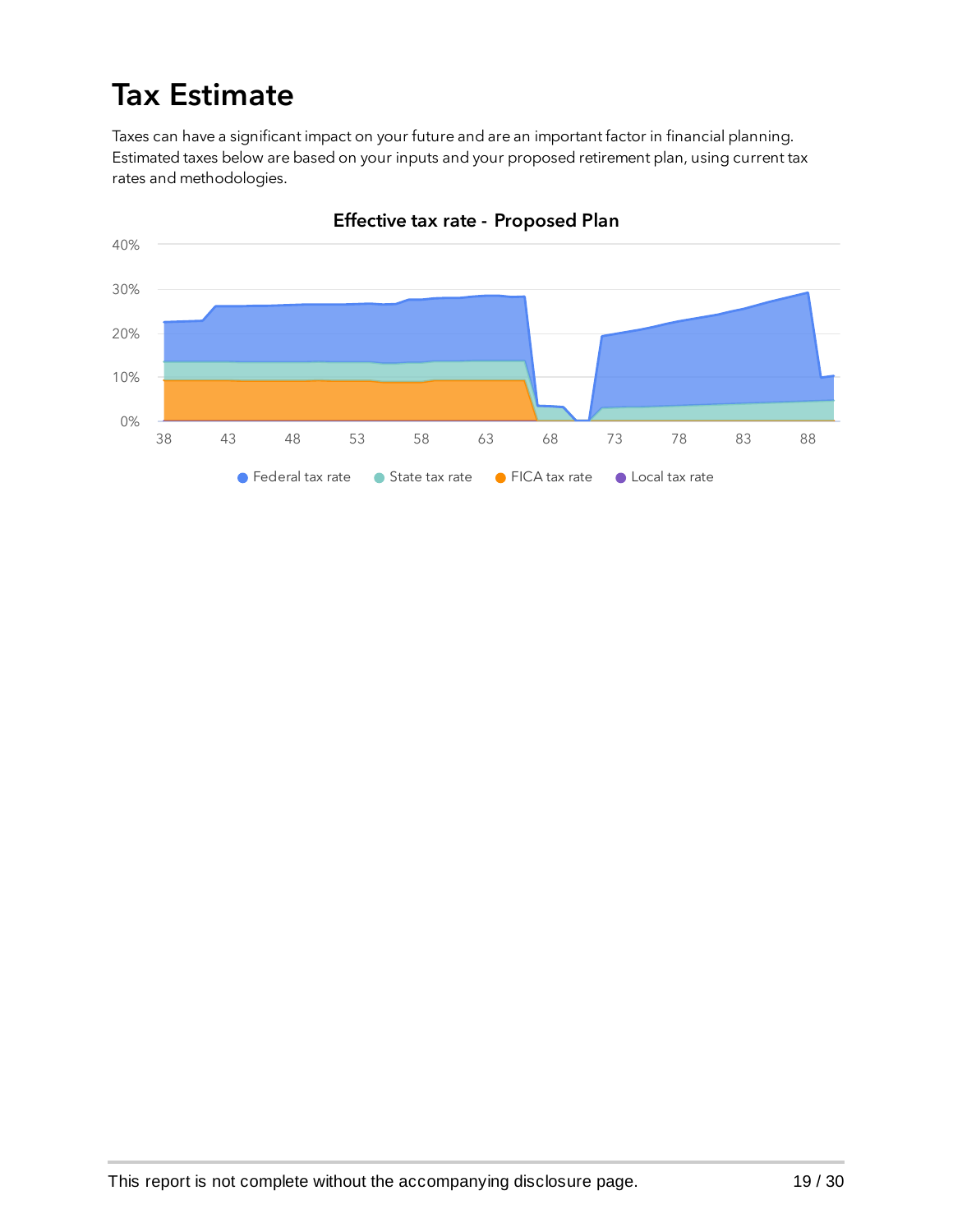# Tax Estimate

Taxes can have a significant impact on your future and are an important factor in financial planning. Estimated taxes below are based on your inputs and your proposed retirement plan, using current tax rates and methodologies.

**Effective tax rate - Proposed Plan**

40%
30%
20%
10%
0%

38 43 48 53 58 63 68 73 78 83 88

Federal tax rate   State tax rate   FICA tax rate   Local tax rate

This report is not complete without the accompanying disclosure page.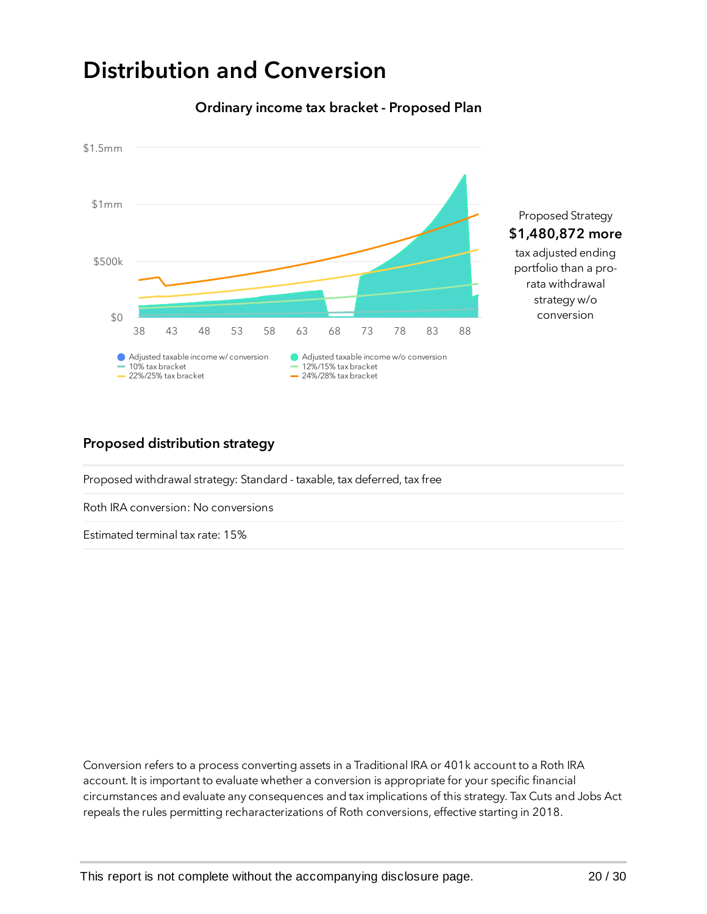# Distribution and Conversion

### Ordinary income tax bracket - Proposed Plan

$1.5mm

$1mm

$500k

$0

38 43 48 53 58 63 68 73 78 83 88

- Adjusted taxable income w/ conversion
- Adjusted taxable income w/o conversion
- 10% tax bracket
- 12%/15% tax bracket
- 22%/25% tax bracket
- 24%/28% tax bracket

Proposed Strategy

**$1,480,872 more**

tax adjusted ending portfolio than a pro-rata withdrawal strategy w/o conversion

## Proposed distribution strategy

| |
|---|
| Proposed withdrawal strategy: Standard - taxable, tax deferred, tax free |
| Roth IRA conversion: No conversions |
| Estimated terminal tax rate: 15% |

Conversion refers to a process converting assets in a Traditional IRA or 401k account to a Roth IRA account. It is important to evaluate whether a conversion is appropriate for your specific financial circumstances and evaluate any consequences and tax implications of this strategy. Tax Cuts and Jobs Act repeals the rules permitting recharacterizations of Roth conversions, effective starting in 2018.

This report is not complete without the accompanying disclosure page.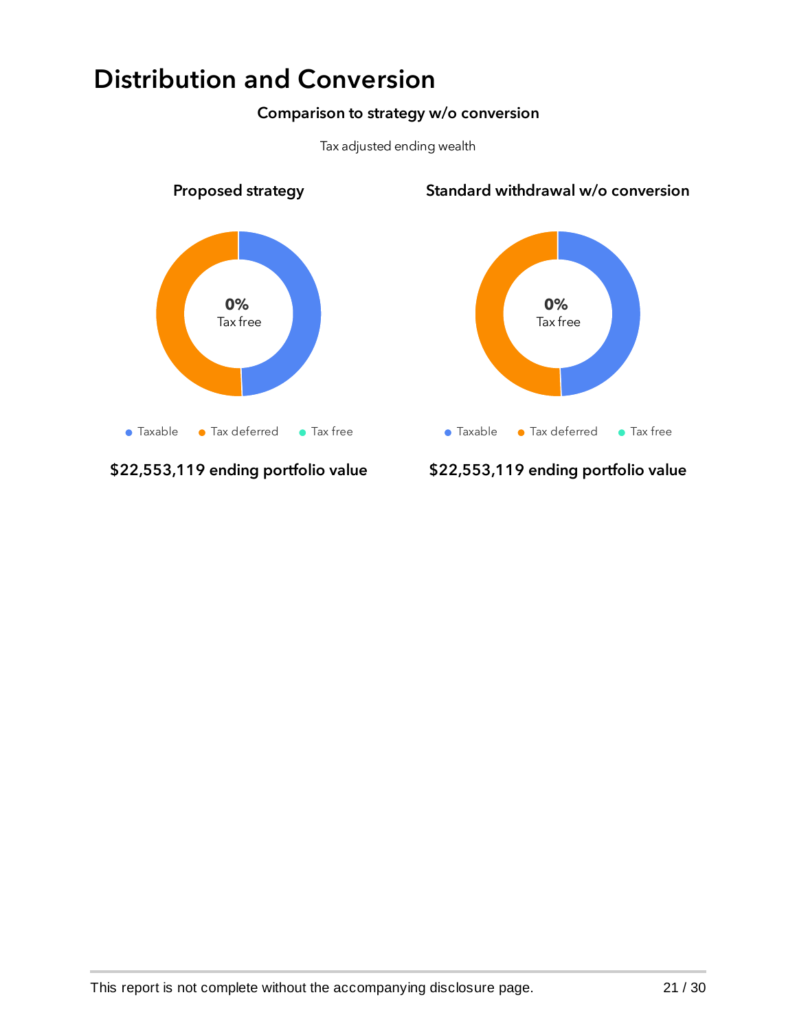# Distribution and Conversion

### Comparison to strategy w/o conversion

Tax adjusted ending wealth

**Proposed strategy**

**0%**
Tax free

● Taxable ● Tax deferred ● Tax free

**$22,553,119 ending portfolio value**

**Standard withdrawal w/o conversion**

**0%**
Tax free

● Taxable ● Tax deferred ● Tax free

**$22,553,119 ending portfolio value**

This report is not complete without the accompanying disclosure page.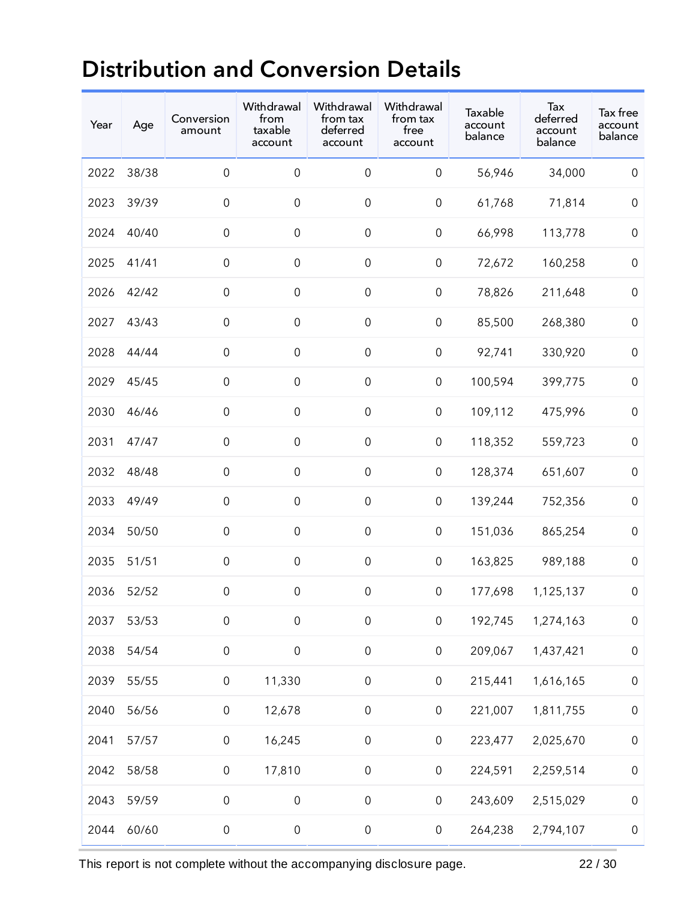## Distribution and Conversion Details

| Year | Age | Conversion amount | Withdrawal from taxable account | Withdrawal from tax deferred account | Withdrawal from tax free account | Taxable account balance | Tax deferred account balance | Tax free account balance |
|---|---|---|---|---|---|---|---|---|
| 2022 | 38/38 | 0 | 0 | 0 | 0 | 56,946 | 34,000 | 0 |
| 2023 | 39/39 | 0 | 0 | 0 | 0 | 61,768 | 71,814 | 0 |
| 2024 | 40/40 | 0 | 0 | 0 | 0 | 66,998 | 113,778 | 0 |
| 2025 | 41/41 | 0 | 0 | 0 | 0 | 72,672 | 160,258 | 0 |
| 2026 | 42/42 | 0 | 0 | 0 | 0 | 78,826 | 211,648 | 0 |
| 2027 | 43/43 | 0 | 0 | 0 | 0 | 85,500 | 268,380 | 0 |
| 2028 | 44/44 | 0 | 0 | 0 | 0 | 92,741 | 330,920 | 0 |
| 2029 | 45/45 | 0 | 0 | 0 | 0 | 100,594 | 399,775 | 0 |
| 2030 | 46/46 | 0 | 0 | 0 | 0 | 109,112 | 475,996 | 0 |
| 2031 | 47/47 | 0 | 0 | 0 | 0 | 118,352 | 559,723 | 0 |
| 2032 | 48/48 | 0 | 0 | 0 | 0 | 128,374 | 651,607 | 0 |
| 2033 | 49/49 | 0 | 0 | 0 | 0 | 139,244 | 752,356 | 0 |
| 2034 | 50/50 | 0 | 0 | 0 | 0 | 151,036 | 865,254 | 0 |
| 2035 | 51/51 | 0 | 0 | 0 | 0 | 163,825 | 989,188 | 0 |
| 2036 | 52/52 | 0 | 0 | 0 | 0 | 177,698 | 1,125,137 | 0 |
| 2037 | 53/53 | 0 | 0 | 0 | 0 | 192,745 | 1,274,163 | 0 |
| 2038 | 54/54 | 0 | 0 | 0 | 0 | 209,067 | 1,437,421 | 0 |
| 2039 | 55/55 | 0 | 11,330 | 0 | 0 | 215,441 | 1,616,165 | 0 |
| 2040 | 56/56 | 0 | 12,678 | 0 | 0 | 221,007 | 1,811,755 | 0 |
| 2041 | 57/57 | 0 | 16,245 | 0 | 0 | 223,477 | 2,025,670 | 0 |
| 2042 | 58/58 | 0 | 17,810 | 0 | 0 | 224,591 | 2,259,514 | 0 |
| 2043 | 59/59 | 0 | 0 | 0 | 0 | 243,609 | 2,515,029 | 0 |
| 2044 | 60/60 | 0 | 0 | 0 | 0 | 264,238 | 2,794,107 | 0 |

This report is not complete without the accompanying disclosure page.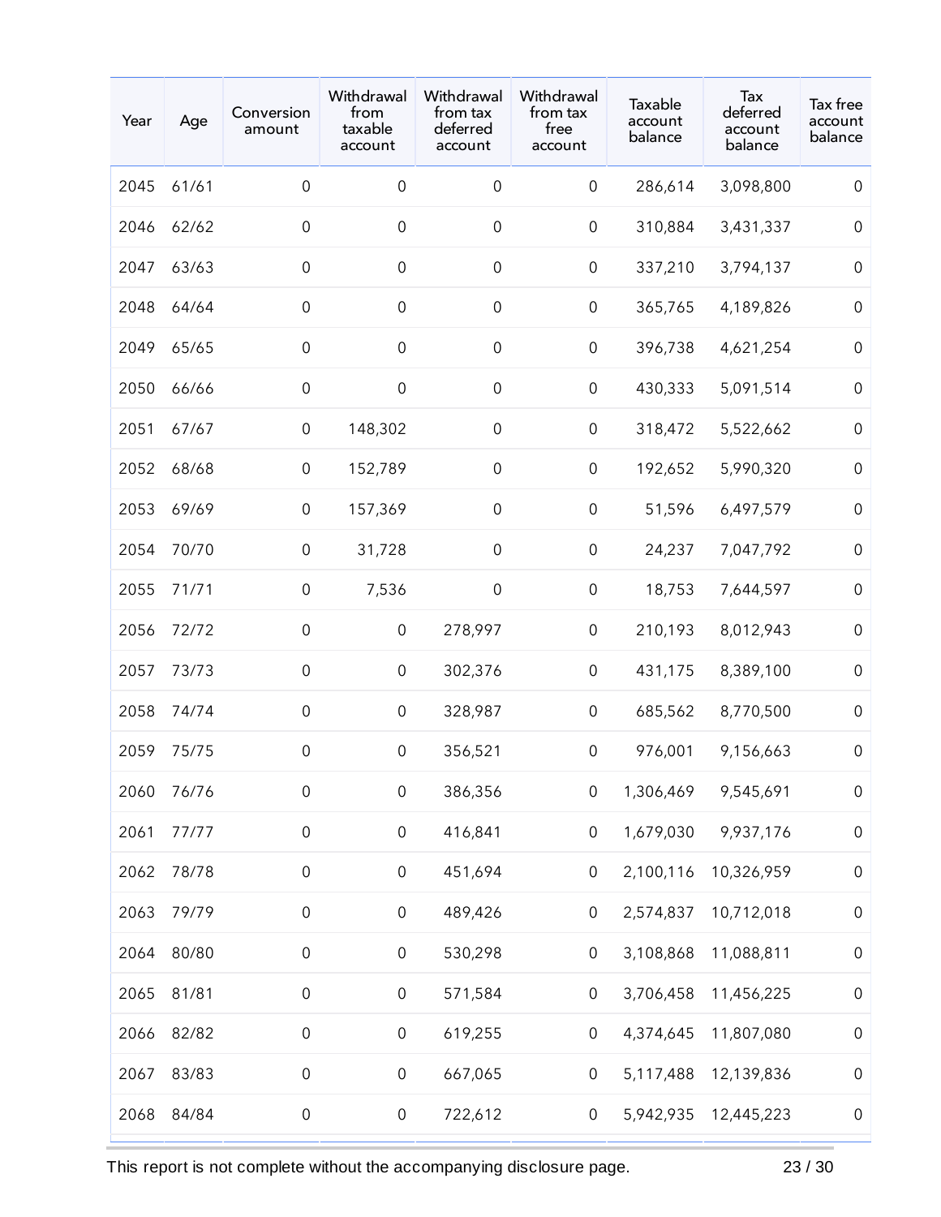| Year | Age | Conversion amount | Withdrawal from taxable account | Withdrawal from tax deferred account | Withdrawal from tax free account | Taxable account balance | Tax deferred account balance | Tax free account balance |
|---|---|---|---|---|---|---|---|---|
| 2045 | 61/61 | 0 | 0 | 0 | 0 | 286,614 | 3,098,800 | 0 |
| 2046 | 62/62 | 0 | 0 | 0 | 0 | 310,884 | 3,431,337 | 0 |
| 2047 | 63/63 | 0 | 0 | 0 | 0 | 337,210 | 3,794,137 | 0 |
| 2048 | 64/64 | 0 | 0 | 0 | 0 | 365,765 | 4,189,826 | 0 |
| 2049 | 65/65 | 0 | 0 | 0 | 0 | 396,738 | 4,621,254 | 0 |
| 2050 | 66/66 | 0 | 0 | 0 | 0 | 430,333 | 5,091,514 | 0 |
| 2051 | 67/67 | 0 | 148,302 | 0 | 0 | 318,472 | 5,522,662 | 0 |
| 2052 | 68/68 | 0 | 152,789 | 0 | 0 | 192,652 | 5,990,320 | 0 |
| 2053 | 69/69 | 0 | 157,369 | 0 | 0 | 51,596 | 6,497,579 | 0 |
| 2054 | 70/70 | 0 | 31,728 | 0 | 0 | 24,237 | 7,047,792 | 0 |
| 2055 | 71/71 | 0 | 7,536 | 0 | 0 | 18,753 | 7,644,597 | 0 |
| 2056 | 72/72 | 0 | 0 | 278,997 | 0 | 210,193 | 8,012,943 | 0 |
| 2057 | 73/73 | 0 | 0 | 302,376 | 0 | 431,175 | 8,389,100 | 0 |
| 2058 | 74/74 | 0 | 0 | 328,987 | 0 | 685,562 | 8,770,500 | 0 |
| 2059 | 75/75 | 0 | 0 | 356,521 | 0 | 976,001 | 9,156,663 | 0 |
| 2060 | 76/76 | 0 | 0 | 386,356 | 0 | 1,306,469 | 9,545,691 | 0 |
| 2061 | 77/77 | 0 | 0 | 416,841 | 0 | 1,679,030 | 9,937,176 | 0 |
| 2062 | 78/78 | 0 | 0 | 451,694 | 0 | 2,100,116 | 10,326,959 | 0 |
| 2063 | 79/79 | 0 | 0 | 489,426 | 0 | 2,574,837 | 10,712,018 | 0 |
| 2064 | 80/80 | 0 | 0 | 530,298 | 0 | 3,108,868 | 11,088,811 | 0 |
| 2065 | 81/81 | 0 | 0 | 571,584 | 0 | 3,706,458 | 11,456,225 | 0 |
| 2066 | 82/82 | 0 | 0 | 619,255 | 0 | 4,374,645 | 11,807,080 | 0 |
| 2067 | 83/83 | 0 | 0 | 667,065 | 0 | 5,117,488 | 12,139,836 | 0 |
| 2068 | 84/84 | 0 | 0 | 722,612 | 0 | 5,942,935 | 12,445,223 | 0 |

This report is not complete without the accompanying disclosure page.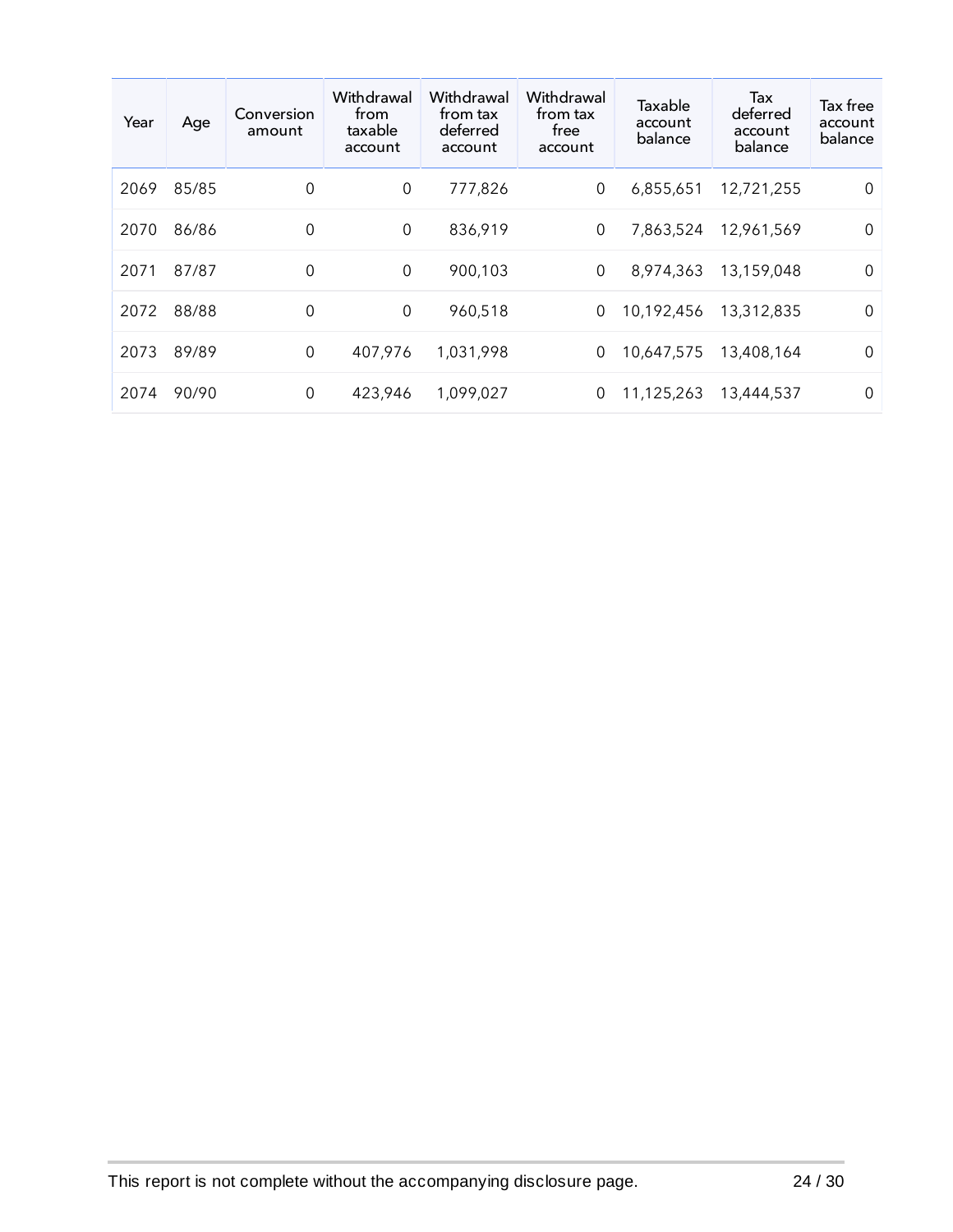| Year | Age | Conversion amount | Withdrawal from taxable account | Withdrawal from tax deferred account | Withdrawal from tax free account | Taxable account balance | Tax deferred account balance | Tax free account balance |
|---|---|---|---|---|---|---|---|---|
| 2069 | 85/85 | 0 | 0 | 777,826 | 0 | 6,855,651 | 12,721,255 | 0 |
| 2070 | 86/86 | 0 | 0 | 836,919 | 0 | 7,863,524 | 12,961,569 | 0 |
| 2071 | 87/87 | 0 | 0 | 900,103 | 0 | 8,974,363 | 13,159,048 | 0 |
| 2072 | 88/88 | 0 | 0 | 960,518 | 0 | 10,192,456 | 13,312,835 | 0 |
| 2073 | 89/89 | 0 | 407,976 | 1,031,998 | 0 | 10,647,575 | 13,408,164 | 0 |
| 2074 | 90/90 | 0 | 423,946 | 1,099,027 | 0 | 11,125,263 | 13,444,537 | 0 |

This report is not complete without the accompanying disclosure page.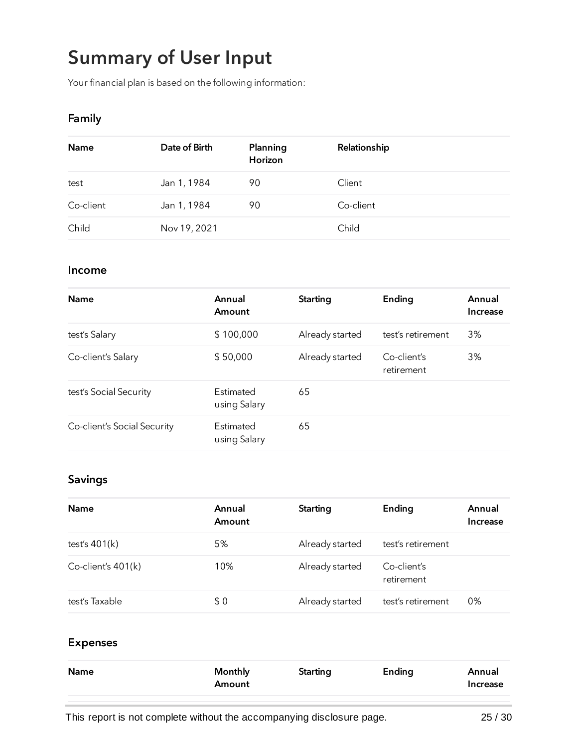# Summary of User Input

Your financial plan is based on the following information:

## Family

| Name | Date of Birth | Planning Horizon | Relationship |
|---|---|---|---|
| test | Jan 1, 1984 | 90 | Client |
| Co-client | Jan 1, 1984 | 90 | Co-client |
| Child | Nov 19, 2021 | | Child |

## Income

| Name | Annual Amount | Starting | Ending | Annual Increase |
|---|---|---|---|---|
| test's Salary | $ 100,000 | Already started | test's retirement | 3% |
| Co-client's Salary | $ 50,000 | Already started | Co-client's retirement | 3% |
| test's Social Security | Estimated using Salary | 65 | | |
| Co-client's Social Security | Estimated using Salary | 65 | | |

## Savings

| Name | Annual Amount | Starting | Ending | Annual Increase |
|---|---|---|---|---|
| test's 401(k) | 5% | Already started | test's retirement | |
| Co-client's 401(k) | 10% | Already started | Co-client's retirement | |
| test's Taxable | $ 0 | Already started | test's retirement | 0% |

## Expenses

| Name | Monthly Amount | Starting | Ending | Annual Increase |
|---|---|---|---|---|

This report is not complete without the accompanying disclosure page.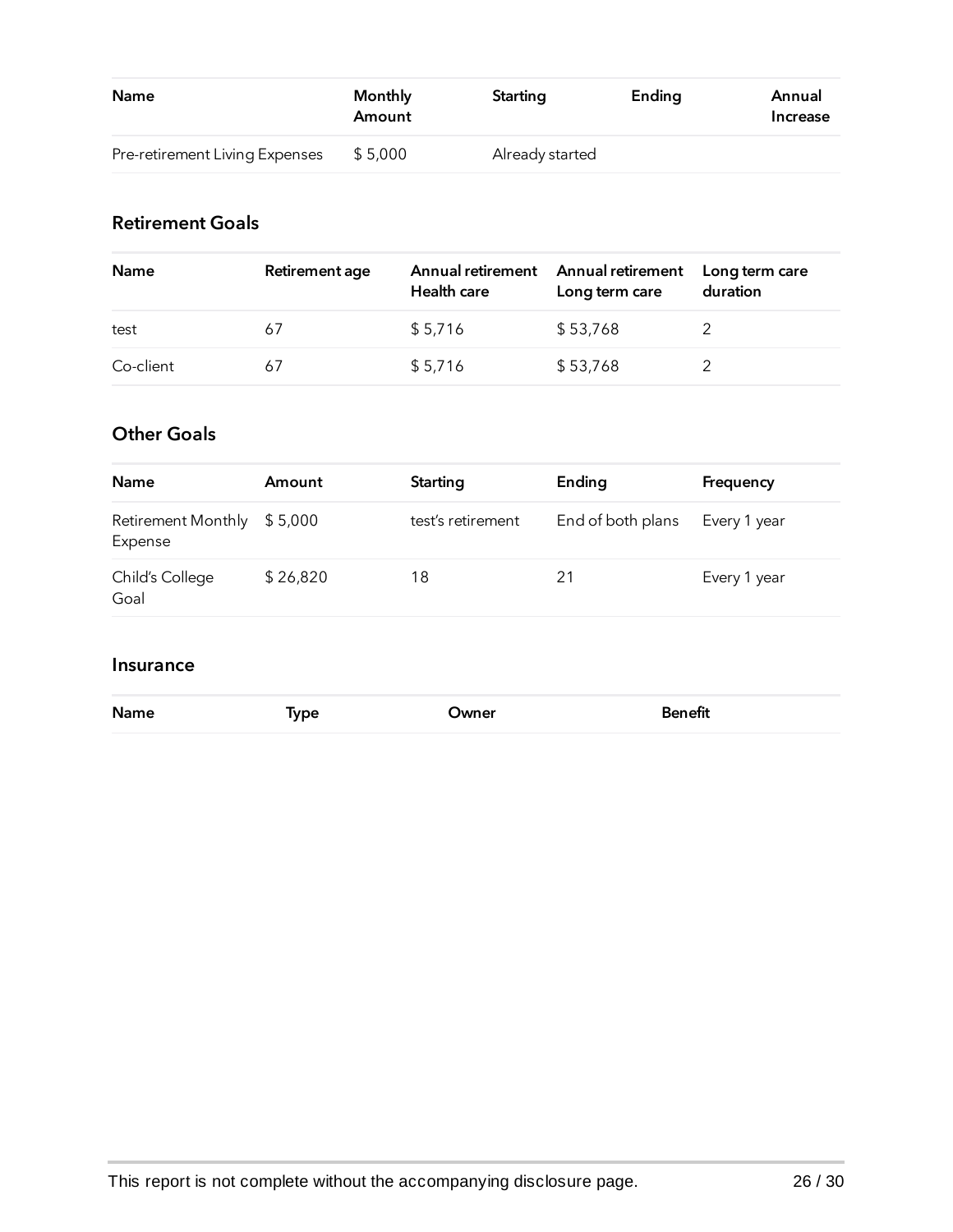| Name | Monthly Amount | Starting | Ending | Annual Increase |
| --- | --- | --- | --- | --- |
| Pre-retirement Living Expenses | $ 5,000 | Already started | | |

## Retirement Goals

| Name | Retirement age | Annual retirement Health care | Annual retirement Long term care | Long term care duration |
| --- | --- | --- | --- | --- |
| test | 67 | $ 5,716 | $ 53,768 | 2 |
| Co-client | 67 | $ 5,716 | $ 53,768 | 2 |

## Other Goals

| Name | Amount | Starting | Ending | Frequency |
| --- | --- | --- | --- | --- |
| Retirement Monthly Expense | $ 5,000 | test's retirement | End of both plans | Every 1 year |
| Child's College Goal | $ 26,820 | 18 | 21 | Every 1 year |

## Insurance

| Name | Type | Owner | Benefit |
| --- | --- | --- | --- |

This report is not complete without the accompanying disclosure page.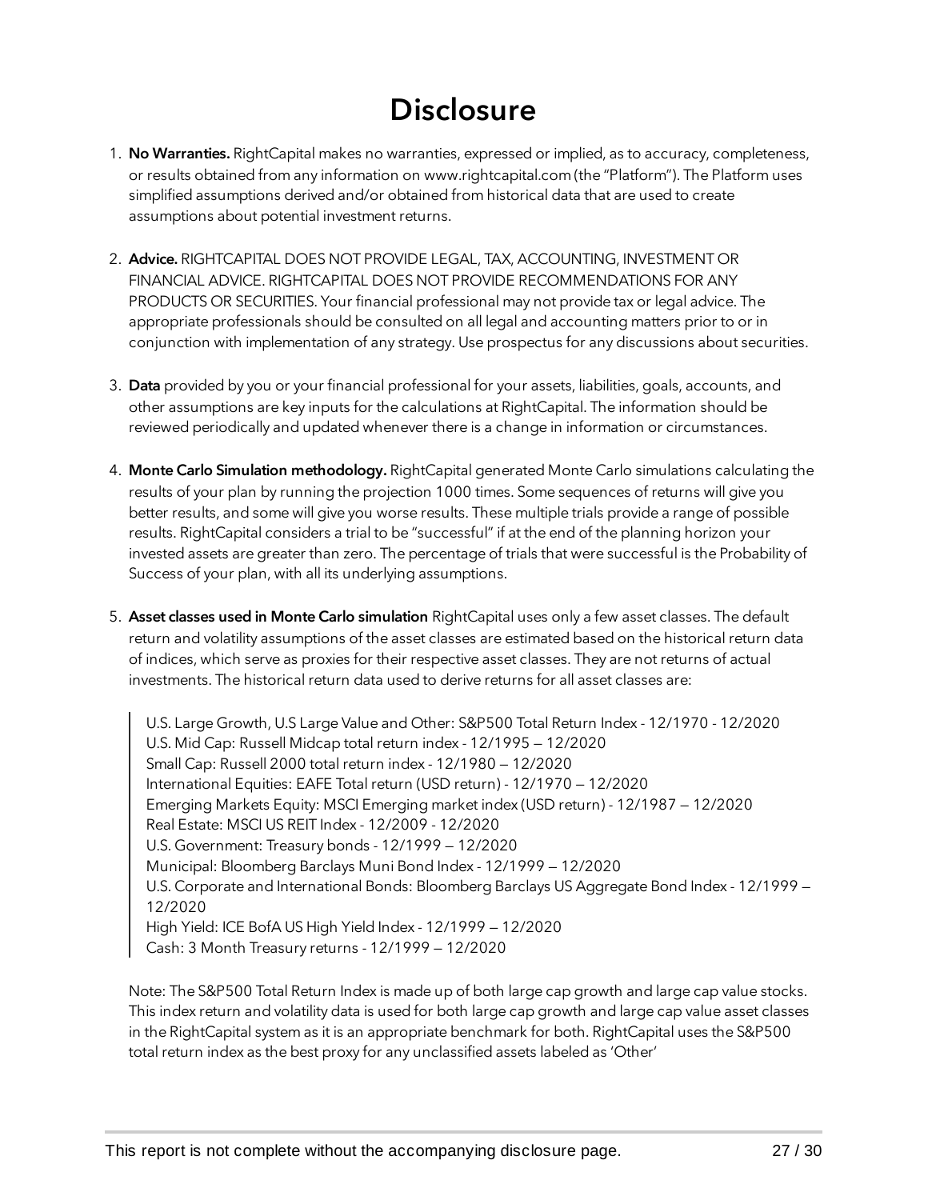# Disclosure

1. **No Warranties.** RightCapital makes no warranties, expressed or implied, as to accuracy, completeness, or results obtained from any information on www.rightcapital.com (the "Platform"). The Platform uses simplified assumptions derived and/or obtained from historical data that are used to create assumptions about potential investment returns.

2. **Advice.** RIGHTCAPITAL DOES NOT PROVIDE LEGAL, TAX, ACCOUNTING, INVESTMENT OR FINANCIAL ADVICE. RIGHTCAPITAL DOES NOT PROVIDE RECOMMENDATIONS FOR ANY PRODUCTS OR SECURITIES. Your financial professional may not provide tax or legal advice. The appropriate professionals should be consulted on all legal and accounting matters prior to or in conjunction with implementation of any strategy. Use prospectus for any discussions about securities.

3. **Data** provided by you or your financial professional for your assets, liabilities, goals, accounts, and other assumptions are key inputs for the calculations at RightCapital. The information should be reviewed periodically and updated whenever there is a change in information or circumstances.

4. **Monte Carlo Simulation methodology.** RightCapital generated Monte Carlo simulations calculating the results of your plan by running the projection 1000 times. Some sequences of returns will give you better results, and some will give you worse results. These multiple trials provide a range of possible results. RightCapital considers a trial to be "successful" if at the end of the planning horizon your invested assets are greater than zero. The percentage of trials that were successful is the Probability of Success of your plan, with all its underlying assumptions.

5. **Asset classes used in Monte Carlo simulation** RightCapital uses only a few asset classes. The default return and volatility assumptions of the asset classes are estimated based on the historical return data of indices, which serve as proxies for their respective asset classes. They are not returns of actual investments. The historical return data used to derive returns for all asset classes are:

   > U.S. Large Growth, U.S Large Value and Other: S&P500 Total Return Index - 12/1970 - 12/2020
   > U.S. Mid Cap: Russell Midcap total return index - 12/1995 – 12/2020
   > Small Cap: Russell 2000 total return index - 12/1980 – 12/2020
   > International Equities: EAFE Total return (USD return) - 12/1970 – 12/2020
   > Emerging Markets Equity: MSCI Emerging market index (USD return) - 12/1987 – 12/2020
   > Real Estate: MSCI US REIT Index - 12/2009 - 12/2020
   > U.S. Government: Treasury bonds - 12/1999 – 12/2020
   > Municipal: Bloomberg Barclays Muni Bond Index - 12/1999 – 12/2020
   > U.S. Corporate and International Bonds: Bloomberg Barclays US Aggregate Bond Index - 12/1999 – 12/2020
   > High Yield: ICE BofA US High Yield Index - 12/1999 – 12/2020
   > Cash: 3 Month Treasury returns - 12/1999 – 12/2020

   Note: The S&P500 Total Return Index is made up of both large cap growth and large cap value stocks. This index return and volatility data is used for both large cap growth and large cap value asset classes in the RightCapital system as it is an appropriate benchmark for both. RightCapital uses the S&P500 total return index as the best proxy for any unclassified assets labeled as 'Other'

This report is not complete without the accompanying disclosure page.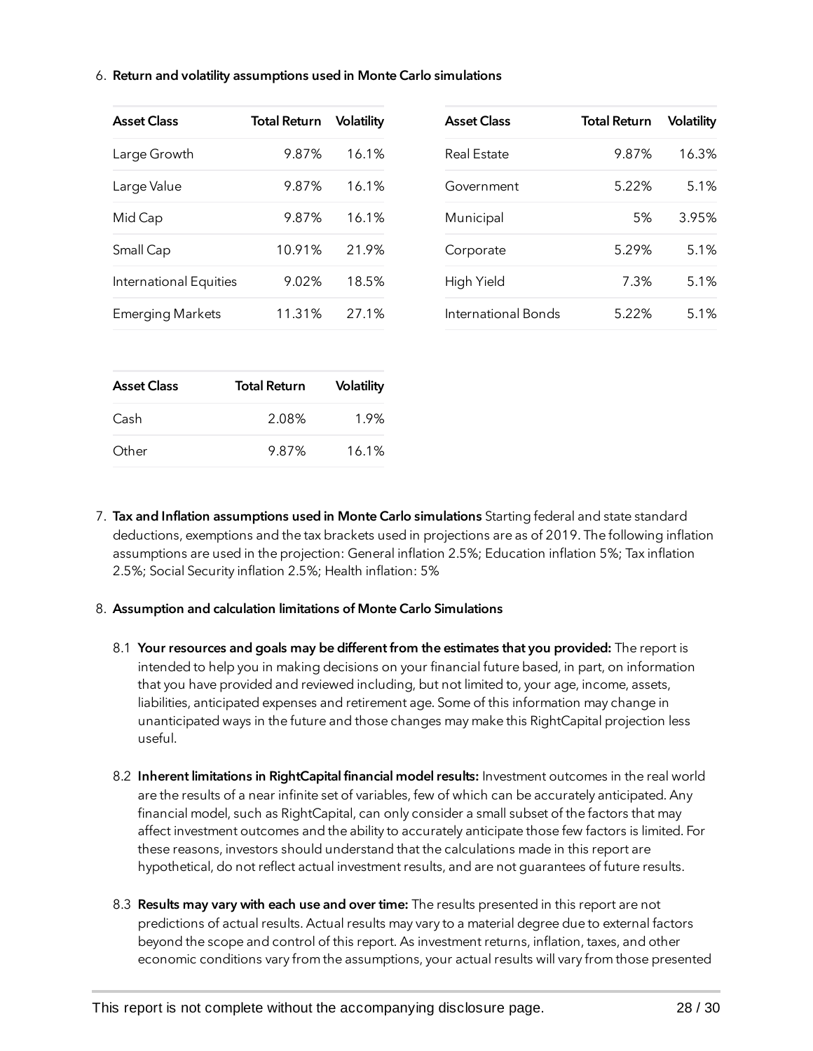6. **Return and volatility assumptions used in Monte Carlo simulations**

| Asset Class | Total Return | Volatility |
|---|---|---|
| Large Growth | 9.87% | 16.1% |
| Large Value | 9.87% | 16.1% |
| Mid Cap | 9.87% | 16.1% |
| Small Cap | 10.91% | 21.9% |
| International Equities | 9.02% | 18.5% |
| Emerging Markets | 11.31% | 27.1% |

| Asset Class | Total Return | Volatility |
|---|---|---|
| Real Estate | 9.87% | 16.3% |
| Government | 5.22% | 5.1% |
| Municipal | 5% | 3.95% |
| Corporate | 5.29% | 5.1% |
| High Yield | 7.3% | 5.1% |
| International Bonds | 5.22% | 5.1% |

| Asset Class | Total Return | Volatility |
|---|---|---|
| Cash | 2.08% | 1.9% |
| Other | 9.87% | 16.1% |

7. **Tax and Inflation assumptions used in Monte Carlo simulations** Starting federal and state standard deductions, exemptions and the tax brackets used in projections are as of 2019. The following inflation assumptions are used in the projection: General inflation 2.5%; Education inflation 5%; Tax inflation 2.5%; Social Security inflation 2.5%; Health inflation: 5%

8. **Assumption and calculation limitations of Monte Carlo Simulations**

   8.1 **Your resources and goals may be different from the estimates that you provided:** The report is intended to help you in making decisions on your financial future based, in part, on information that you have provided and reviewed including, but not limited to, your age, income, assets, liabilities, anticipated expenses and retirement age. Some of this information may change in unanticipated ways in the future and those changes may make this RightCapital projection less useful.

   8.2 **Inherent limitations in RightCapital financial model results:** Investment outcomes in the real world are the results of a near infinite set of variables, few of which can be accurately anticipated. Any financial model, such as RightCapital, can only consider a small subset of the factors that may affect investment outcomes and the ability to accurately anticipate those few factors is limited. For these reasons, investors should understand that the calculations made in this report are hypothetical, do not reflect actual investment results, and are not guarantees of future results.

   8.3 **Results may vary with each use and over time:** The results presented in this report are not predictions of actual results. Actual results may vary to a material degree due to external factors beyond the scope and control of this report. As investment returns, inflation, taxes, and other economic conditions vary from the assumptions, your actual results will vary from those presented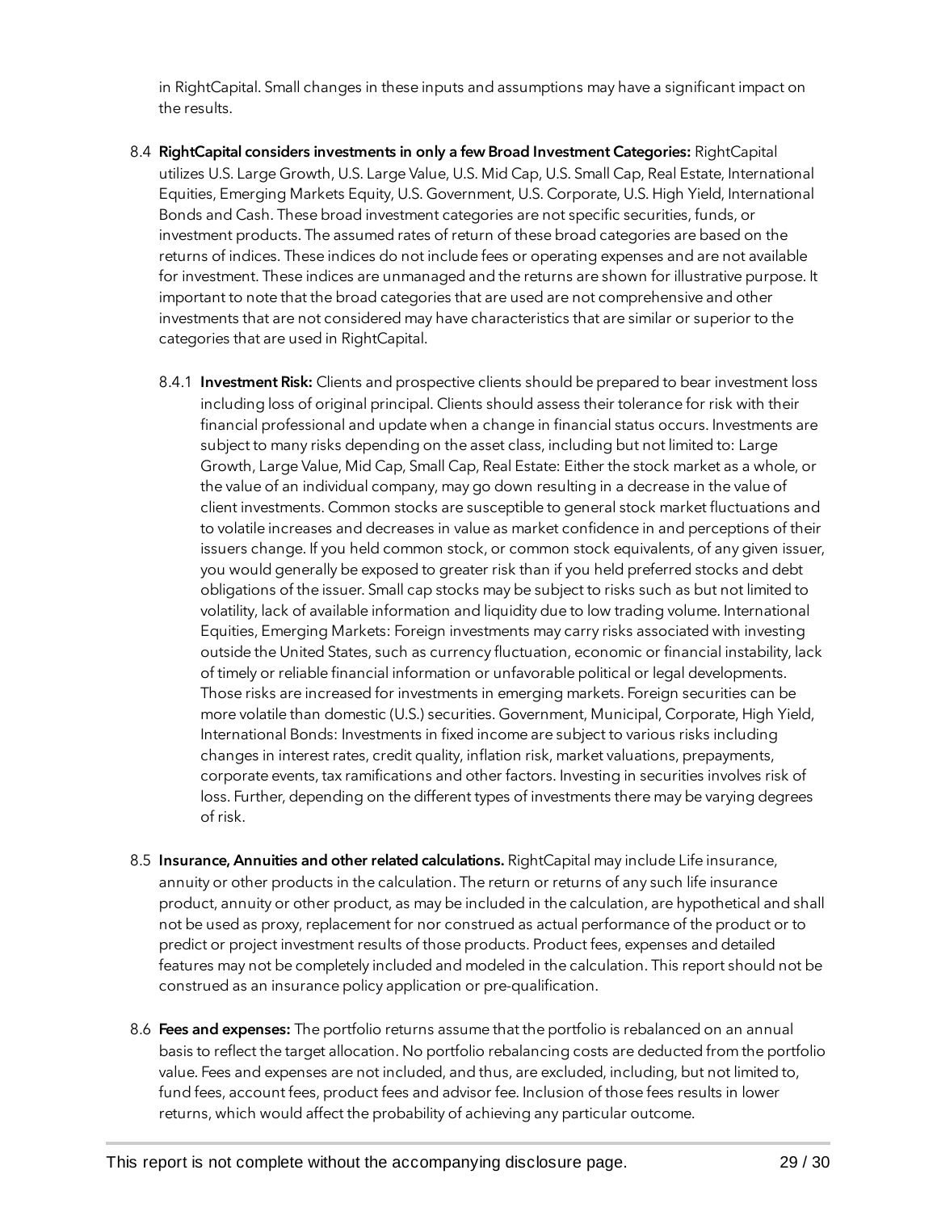in RightCapital. Small changes in these inputs and assumptions may have a significant impact on the results.

8.4 **RightCapital considers investments in only a few Broad Investment Categories:** RightCapital utilizes U.S. Large Growth, U.S. Large Value, U.S. Mid Cap, U.S. Small Cap, Real Estate, International Equities, Emerging Markets Equity, U.S. Government, U.S. Corporate, U.S. High Yield, International Bonds and Cash. These broad investment categories are not specific securities, funds, or investment products. The assumed rates of return of these broad categories are based on the returns of indices. These indices do not include fees or operating expenses and are not available for investment. These indices are unmanaged and the returns are shown for illustrative purpose. It important to note that the broad categories that are used are not comprehensive and other investments that are not considered may have characteristics that are similar or superior to the categories that are used in RightCapital.

8.4.1 **Investment Risk:** Clients and prospective clients should be prepared to bear investment loss including loss of original principal. Clients should assess their tolerance for risk with their financial professional and update when a change in financial status occurs. Investments are subject to many risks depending on the asset class, including but not limited to: Large Growth, Large Value, Mid Cap, Small Cap, Real Estate: Either the stock market as a whole, or the value of an individual company, may go down resulting in a decrease in the value of client investments. Common stocks are susceptible to general stock market fluctuations and to volatile increases and decreases in value as market confidence in and perceptions of their issuers change. If you held common stock, or common stock equivalents, of any given issuer, you would generally be exposed to greater risk than if you held preferred stocks and debt obligations of the issuer. Small cap stocks may be subject to risks such as but not limited to volatility, lack of available information and liquidity due to low trading volume. International Equities, Emerging Markets: Foreign investments may carry risks associated with investing outside the United States, such as currency fluctuation, economic or financial instability, lack of timely or reliable financial information or unfavorable political or legal developments. Those risks are increased for investments in emerging markets. Foreign securities can be more volatile than domestic (U.S.) securities. Government, Municipal, Corporate, High Yield, International Bonds: Investments in fixed income are subject to various risks including changes in interest rates, credit quality, inflation risk, market valuations, prepayments, corporate events, tax ramifications and other factors. Investing in securities involves risk of loss. Further, depending on the different types of investments there may be varying degrees of risk.

8.5 **Insurance, Annuities and other related calculations.** RightCapital may include Life insurance, annuity or other products in the calculation. The return or returns of any such life insurance product, annuity or other product, as may be included in the calculation, are hypothetical and shall not be used as proxy, replacement for nor construed as actual performance of the product or to predict or project investment results of those products. Product fees, expenses and detailed features may not be completely included and modeled in the calculation. This report should not be construed as an insurance policy application or pre-qualification.

8.6 **Fees and expenses:** The portfolio returns assume that the portfolio is rebalanced on an annual basis to reflect the target allocation. No portfolio rebalancing costs are deducted from the portfolio value. Fees and expenses are not included, and thus, are excluded, including, but not limited to, fund fees, account fees, product fees and advisor fee. Inclusion of those fees results in lower returns, which would affect the probability of achieving any particular outcome.

This report is not complete without the accompanying disclosure page.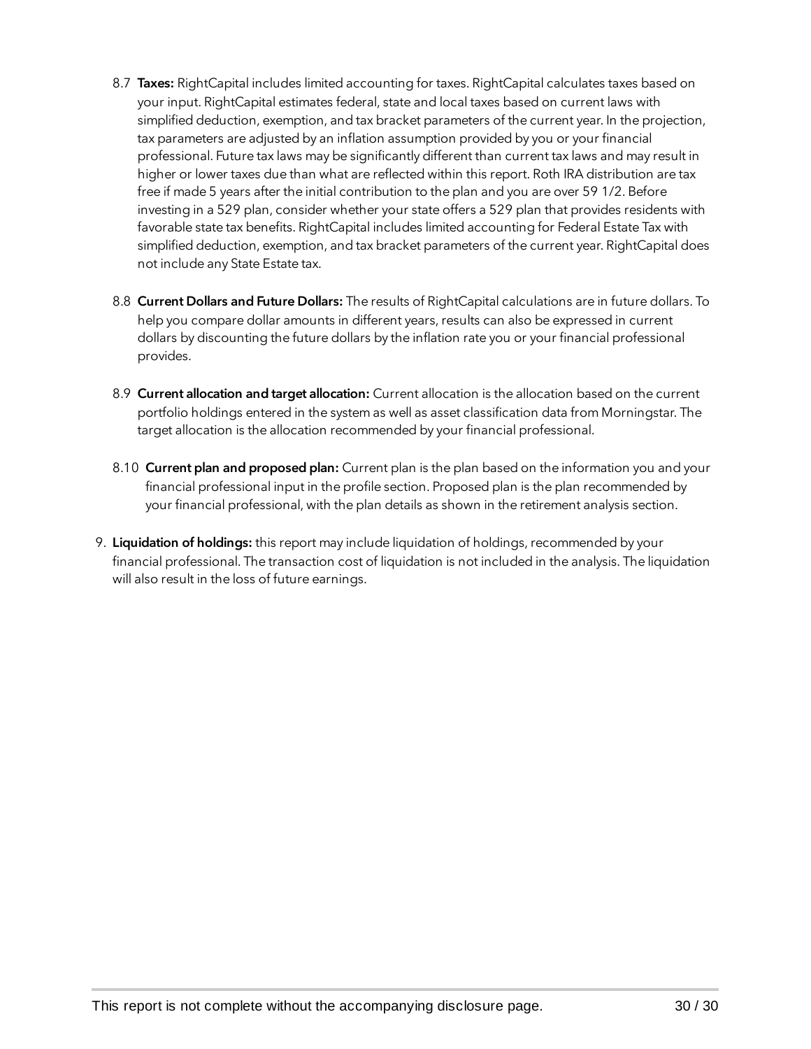8.7 **Taxes:** RightCapital includes limited accounting for taxes. RightCapital calculates taxes based on your input. RightCapital estimates federal, state and local taxes based on current laws with simplified deduction, exemption, and tax bracket parameters of the current year. In the projection, tax parameters are adjusted by an inflation assumption provided by you or your financial professional. Future tax laws may be significantly different than current tax laws and may result in higher or lower taxes due than what are reflected within this report. Roth IRA distribution are tax free if made 5 years after the initial contribution to the plan and you are over 59 1/2. Before investing in a 529 plan, consider whether your state offers a 529 plan that provides residents with favorable state tax benefits. RightCapital includes limited accounting for Federal Estate Tax with simplified deduction, exemption, and tax bracket parameters of the current year. RightCapital does not include any State Estate tax.

8.8 **Current Dollars and Future Dollars:** The results of RightCapital calculations are in future dollars. To help you compare dollar amounts in different years, results can also be expressed in current dollars by discounting the future dollars by the inflation rate you or your financial professional provides.

8.9 **Current allocation and target allocation:** Current allocation is the allocation based on the current portfolio holdings entered in the system as well as asset classification data from Morningstar. The target allocation is the allocation recommended by your financial professional.

8.10 **Current plan and proposed plan:** Current plan is the plan based on the information you and your financial professional input in the profile section. Proposed plan is the plan recommended by your financial professional, with the plan details as shown in the retirement analysis section.

9. **Liquidation of holdings:** this report may include liquidation of holdings, recommended by your financial professional. The transaction cost of liquidation is not included in the analysis. The liquidation will also result in the loss of future earnings.